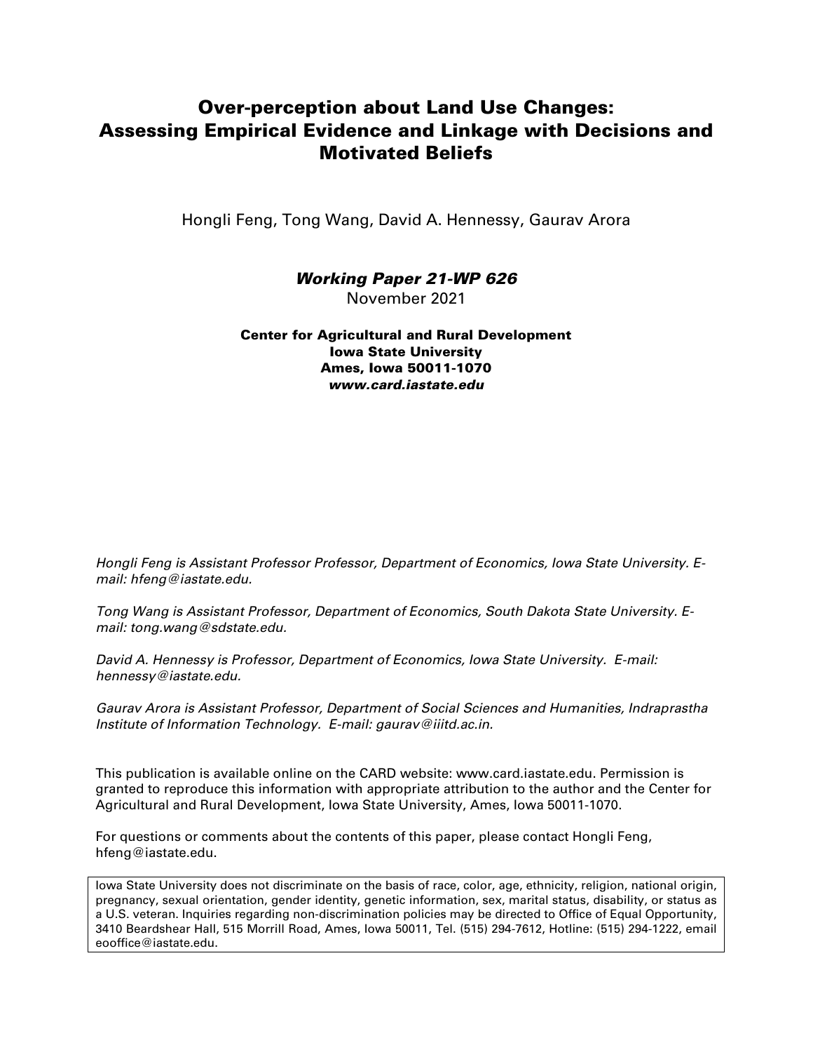# Over-perception about Land Use Changes: Assessing Empirical Evidence and Linkage with Decisions and Motivated Beliefs

Hongli Feng, Tong Wang, David A. Hennessy, Gaurav Arora

***Working Paper 21-WP 626***

November 2021

**Center for Agricultural and Rural Development**
**Iowa State University**
**Ames, Iowa 50011-1070**
***www.card.iastate.edu***

*Hongli Feng is Assistant Professor Professor, Department of Economics, Iowa State University. E-mail: hfeng@iastate.edu.*

*Tong Wang is Assistant Professor, Department of Economics, South Dakota State University. E-mail: tong.wang@sdstate.edu.*

*David A. Hennessy is Professor, Department of Economics, Iowa State University. E-mail: hennessy@iastate.edu.*

*Gaurav Arora is Assistant Professor, Department of Social Sciences and Humanities, Indraprastha Institute of Information Technology. E-mail: gaurav@iiitd.ac.in.*

This publication is available online on the CARD website: www.card.iastate.edu. Permission is granted to reproduce this information with appropriate attribution to the author and the Center for Agricultural and Rural Development, Iowa State University, Ames, Iowa 50011-1070.

For questions or comments about the contents of this paper, please contact Hongli Feng, hfeng@iastate.edu.

Iowa State University does not discriminate on the basis of race, color, age, ethnicity, religion, national origin, pregnancy, sexual orientation, gender identity, genetic information, sex, marital status, disability, or status as a U.S. veteran. Inquiries regarding non-discrimination policies may be directed to Office of Equal Opportunity, 3410 Beardshear Hall, 515 Morrill Road, Ames, Iowa 50011, Tel. (515) 294-7612, Hotline: (515) 294-1222, email eooffice@iastate.edu.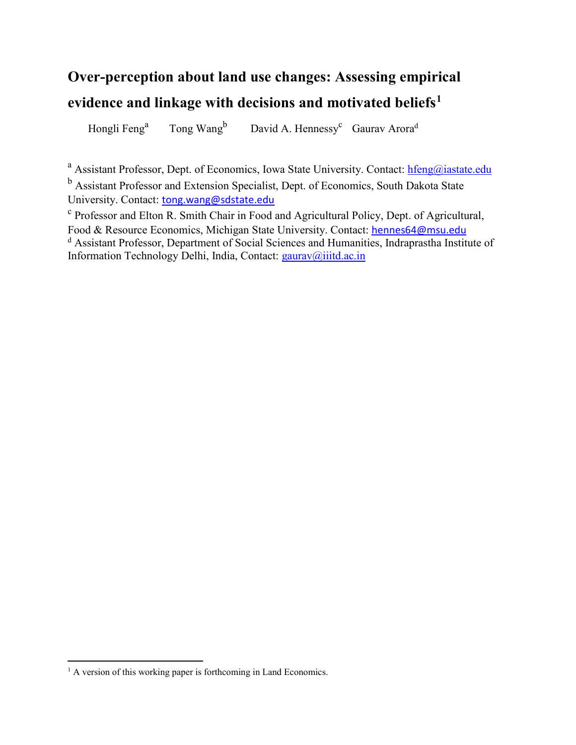# Over-perception about land use changes: Assessing empirical evidence and linkage with decisions and motivated beliefs[1]

Hongli Feng[a] Tong Wang[b] David A. Hennessy[c] Gaurav Arora[d]

[a] Assistant Professor, Dept. of Economics, Iowa State University. Contact: hfeng@iastate.edu

[b] Assistant Professor and Extension Specialist, Dept. of Economics, South Dakota State University. Contact: tong.wang@sdstate.edu

[c] Professor and Elton R. Smith Chair in Food and Agricultural Policy, Dept. of Agricultural, Food & Resource Economics, Michigan State University. Contact: hennes64@msu.edu

[d] Assistant Professor, Department of Social Sciences and Humanities, Indraprastha Institute of Information Technology Delhi, India, Contact: gaurav@iiitd.ac.in

[1] A version of this working paper is forthcoming in Land Economics.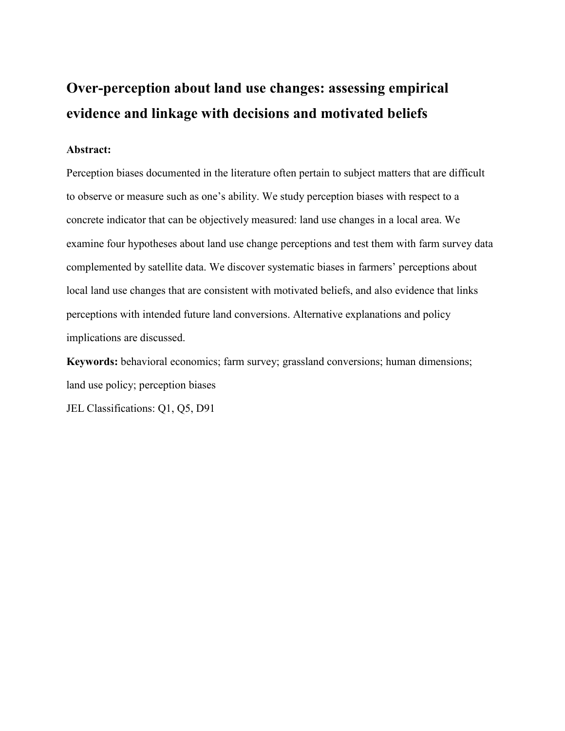# Over-perception about land use changes: assessing empirical evidence and linkage with decisions and motivated beliefs

**Abstract:**

Perception biases documented in the literature often pertain to subject matters that are difficult to observe or measure such as one's ability. We study perception biases with respect to a concrete indicator that can be objectively measured: land use changes in a local area. We examine four hypotheses about land use change perceptions and test them with farm survey data complemented by satellite data. We discover systematic biases in farmers' perceptions about local land use changes that are consistent with motivated beliefs, and also evidence that links perceptions with intended future land conversions. Alternative explanations and policy implications are discussed.

**Keywords:** behavioral economics; farm survey; grassland conversions; human dimensions; land use policy; perception biases

JEL Classifications: Q1, Q5, D91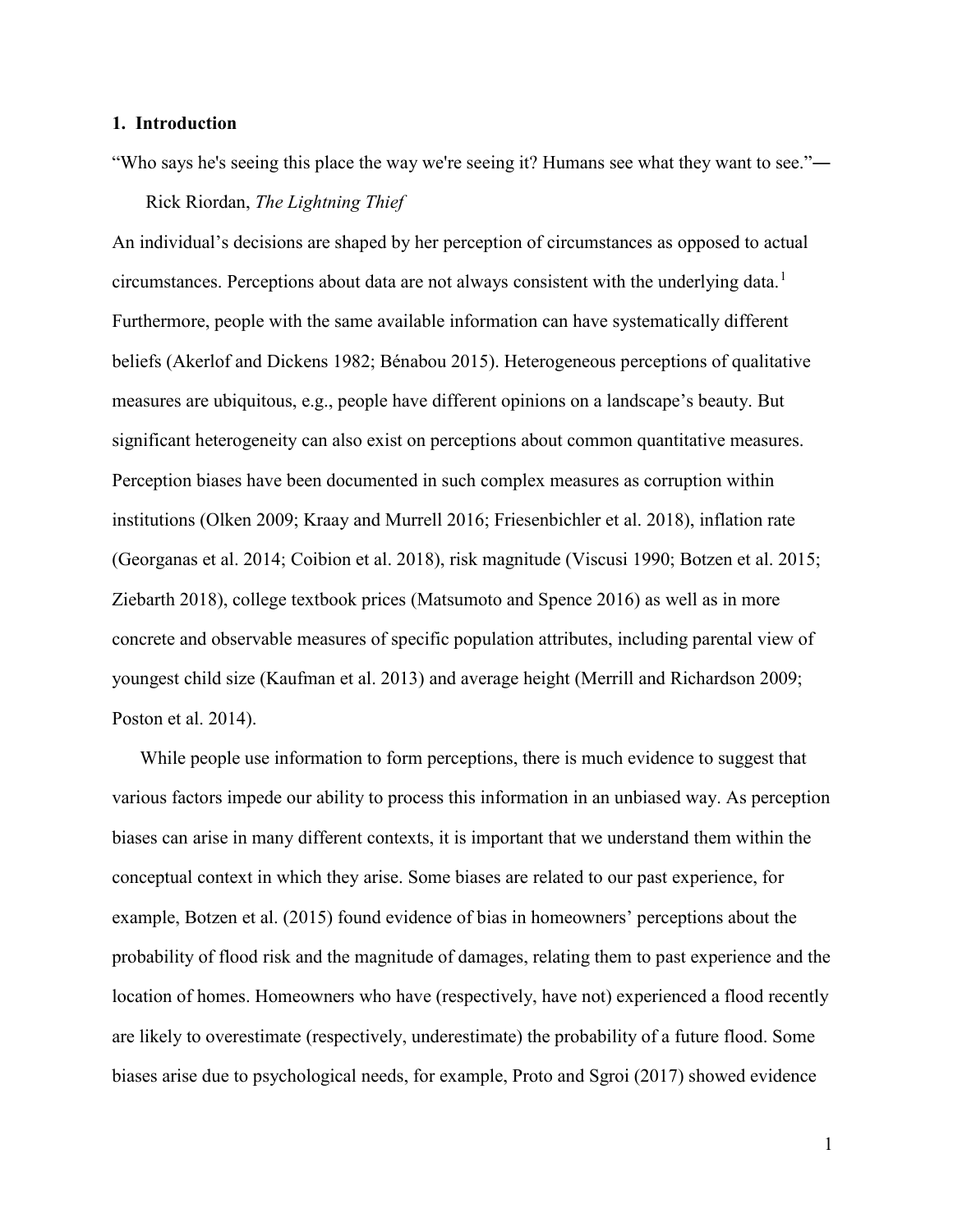## 1. Introduction

"Who says he's seeing this place the way we're seeing it? Humans see what they want to see."―
Rick Riordan, *The Lightning Thief*

An individual's decisions are shaped by her perception of circumstances as opposed to actual circumstances. Perceptions about data are not always consistent with the underlying data.[1] Furthermore, people with the same available information can have systematically different beliefs (Akerlof and Dickens 1982; Bénabou 2015). Heterogeneous perceptions of qualitative measures are ubiquitous, e.g., people have different opinions on a landscape's beauty. But significant heterogeneity can also exist on perceptions about common quantitative measures. Perception biases have been documented in such complex measures as corruption within institutions (Olken 2009; Kraay and Murrell 2016; Friesenbichler et al. 2018), inflation rate (Georganas et al. 2014; Coibion et al. 2018), risk magnitude (Viscusi 1990; Botzen et al. 2015; Ziebarth 2018), college textbook prices (Matsumoto and Spence 2016) as well as in more concrete and observable measures of specific population attributes, including parental view of youngest child size (Kaufman et al. 2013) and average height (Merrill and Richardson 2009; Poston et al. 2014).

While people use information to form perceptions, there is much evidence to suggest that various factors impede our ability to process this information in an unbiased way. As perception biases can arise in many different contexts, it is important that we understand them within the conceptual context in which they arise. Some biases are related to our past experience, for example, Botzen et al. (2015) found evidence of bias in homeowners' perceptions about the probability of flood risk and the magnitude of damages, relating them to past experience and the location of homes. Homeowners who have (respectively, have not) experienced a flood recently are likely to overestimate (respectively, underestimate) the probability of a future flood. Some biases arise due to psychological needs, for example, Proto and Sgroi (2017) showed evidence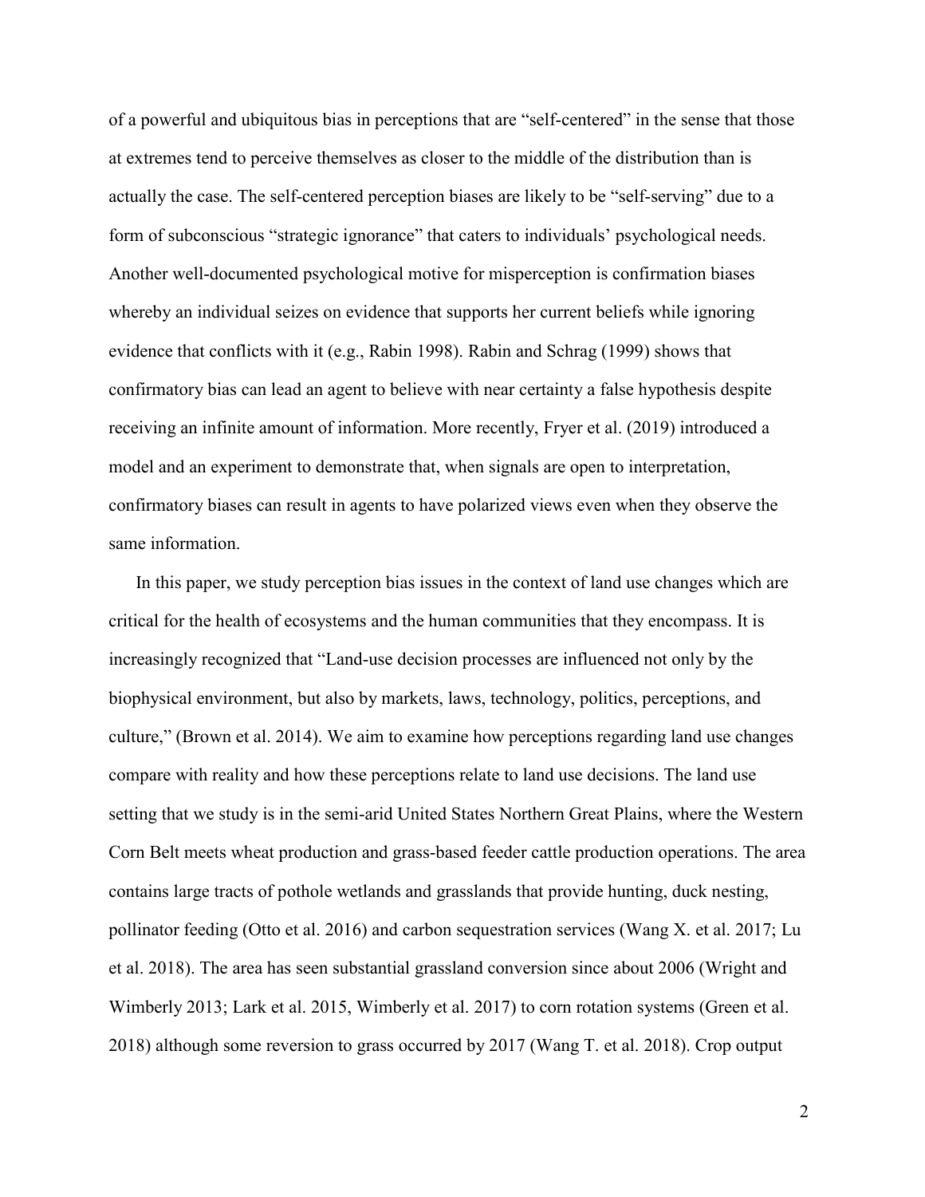of a powerful and ubiquitous bias in perceptions that are "self-centered" in the sense that those at extremes tend to perceive themselves as closer to the middle of the distribution than is actually the case. The self-centered perception biases are likely to be "self-serving" due to a form of subconscious "strategic ignorance" that caters to individuals' psychological needs. Another well-documented psychological motive for misperception is confirmation biases whereby an individual seizes on evidence that supports her current beliefs while ignoring evidence that conflicts with it (e.g., Rabin 1998). Rabin and Schrag (1999) shows that confirmatory bias can lead an agent to believe with near certainty a false hypothesis despite receiving an infinite amount of information. More recently, Fryer et al. (2019) introduced a model and an experiment to demonstrate that, when signals are open to interpretation, confirmatory biases can result in agents to have polarized views even when they observe the same information.

In this paper, we study perception bias issues in the context of land use changes which are critical for the health of ecosystems and the human communities that they encompass. It is increasingly recognized that "Land-use decision processes are influenced not only by the biophysical environment, but also by markets, laws, technology, politics, perceptions, and culture," (Brown et al. 2014). We aim to examine how perceptions regarding land use changes compare with reality and how these perceptions relate to land use decisions. The land use setting that we study is in the semi-arid United States Northern Great Plains, where the Western Corn Belt meets wheat production and grass-based feeder cattle production operations. The area contains large tracts of pothole wetlands and grasslands that provide hunting, duck nesting, pollinator feeding (Otto et al. 2016) and carbon sequestration services (Wang X. et al. 2017; Lu et al. 2018). The area has seen substantial grassland conversion since about 2006 (Wright and Wimberly 2013; Lark et al. 2015, Wimberly et al. 2017) to corn rotation systems (Green et al. 2018) although some reversion to grass occurred by 2017 (Wang T. et al. 2018). Crop output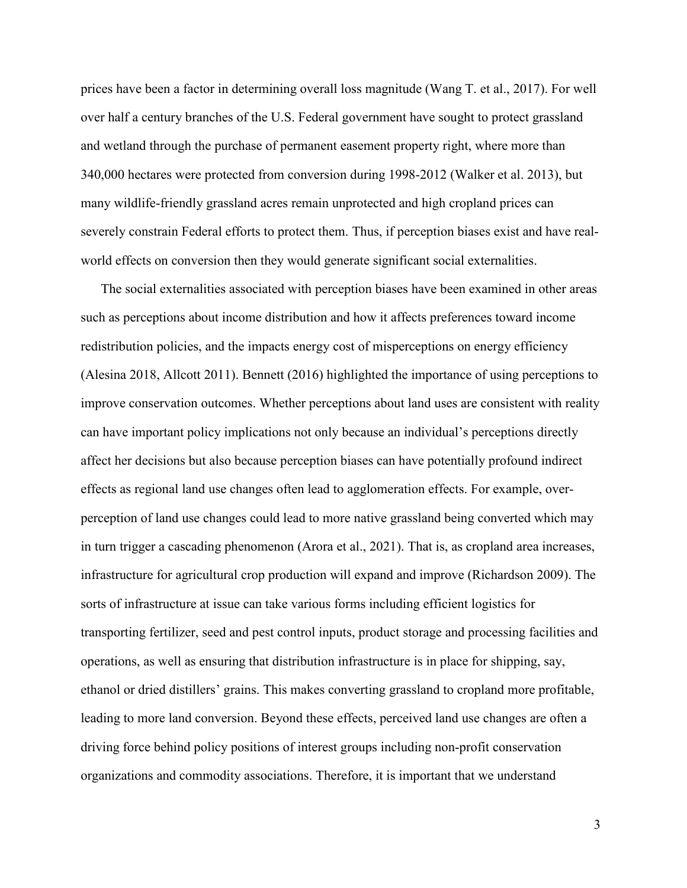prices have been a factor in determining overall loss magnitude (Wang T. et al., 2017). For well over half a century branches of the U.S. Federal government have sought to protect grassland and wetland through the purchase of permanent easement property right, where more than 340,000 hectares were protected from conversion during 1998-2012 (Walker et al. 2013), but many wildlife-friendly grassland acres remain unprotected and high cropland prices can severely constrain Federal efforts to protect them. Thus, if perception biases exist and have real-world effects on conversion then they would generate significant social externalities.

The social externalities associated with perception biases have been examined in other areas such as perceptions about income distribution and how it affects preferences toward income redistribution policies, and the impacts energy cost of misperceptions on energy efficiency (Alesina 2018, Allcott 2011). Bennett (2016) highlighted the importance of using perceptions to improve conservation outcomes. Whether perceptions about land uses are consistent with reality can have important policy implications not only because an individual's perceptions directly affect her decisions but also because perception biases can have potentially profound indirect effects as regional land use changes often lead to agglomeration effects. For example, over-perception of land use changes could lead to more native grassland being converted which may in turn trigger a cascading phenomenon (Arora et al., 2021). That is, as cropland area increases, infrastructure for agricultural crop production will expand and improve (Richardson 2009). The sorts of infrastructure at issue can take various forms including efficient logistics for transporting fertilizer, seed and pest control inputs, product storage and processing facilities and operations, as well as ensuring that distribution infrastructure is in place for shipping, say, ethanol or dried distillers' grains. This makes converting grassland to cropland more profitable, leading to more land conversion. Beyond these effects, perceived land use changes are often a driving force behind policy positions of interest groups including non-profit conservation organizations and commodity associations. Therefore, it is important that we understand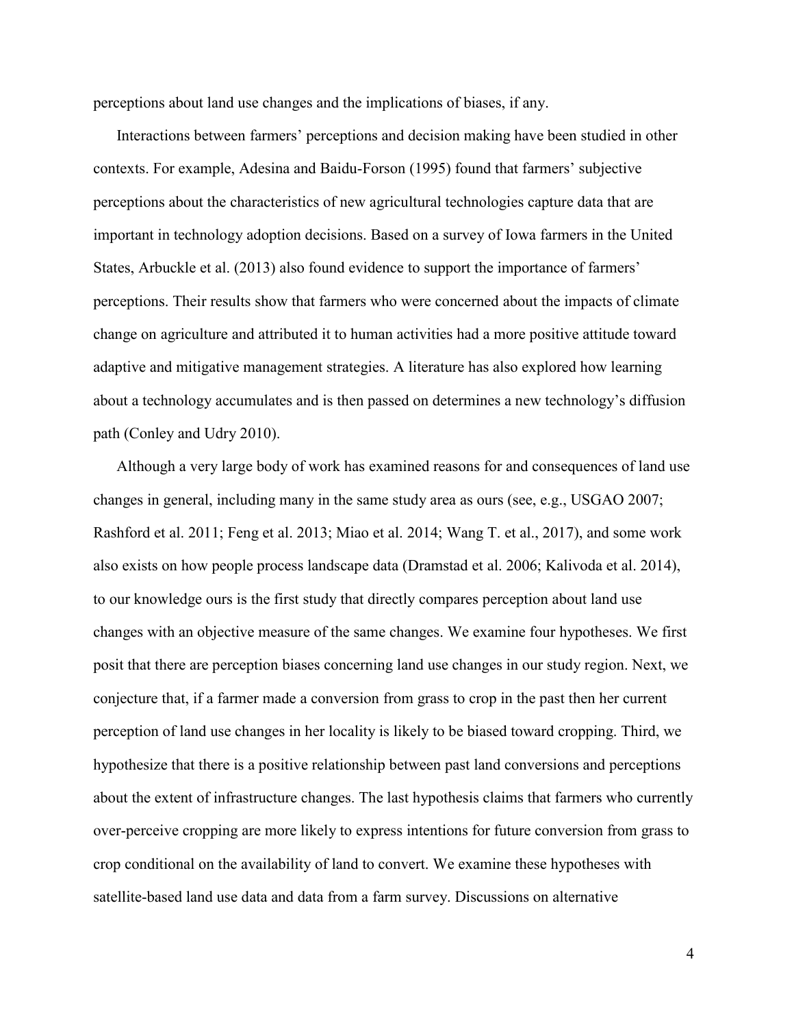perceptions about land use changes and the implications of biases, if any.

Interactions between farmers' perceptions and decision making have been studied in other contexts. For example, Adesina and Baidu-Forson (1995) found that farmers' subjective perceptions about the characteristics of new agricultural technologies capture data that are important in technology adoption decisions. Based on a survey of Iowa farmers in the United States, Arbuckle et al. (2013) also found evidence to support the importance of farmers' perceptions. Their results show that farmers who were concerned about the impacts of climate change on agriculture and attributed it to human activities had a more positive attitude toward adaptive and mitigative management strategies. A literature has also explored how learning about a technology accumulates and is then passed on determines a new technology's diffusion path (Conley and Udry 2010).

Although a very large body of work has examined reasons for and consequences of land use changes in general, including many in the same study area as ours (see, e.g., USGAO 2007; Rashford et al. 2011; Feng et al. 2013; Miao et al. 2014; Wang T. et al., 2017), and some work also exists on how people process landscape data (Dramstad et al. 2006; Kalivoda et al. 2014), to our knowledge ours is the first study that directly compares perception about land use changes with an objective measure of the same changes. We examine four hypotheses. We first posit that there are perception biases concerning land use changes in our study region. Next, we conjecture that, if a farmer made a conversion from grass to crop in the past then her current perception of land use changes in her locality is likely to be biased toward cropping. Third, we hypothesize that there is a positive relationship between past land conversions and perceptions about the extent of infrastructure changes. The last hypothesis claims that farmers who currently over-perceive cropping are more likely to express intentions for future conversion from grass to crop conditional on the availability of land to convert. We examine these hypotheses with satellite-based land use data and data from a farm survey. Discussions on alternative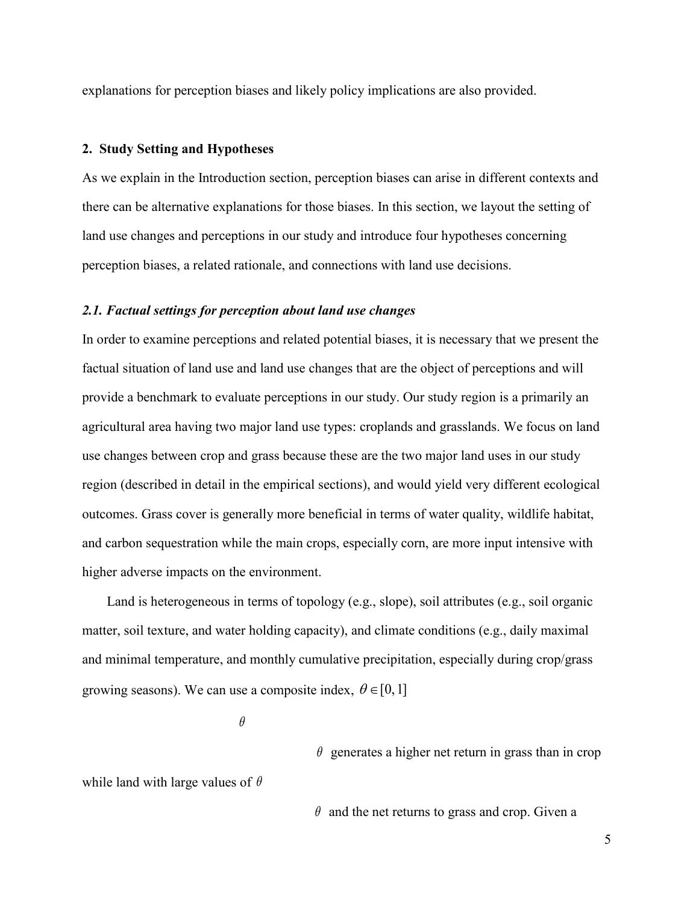explanations for perception biases and likely policy implications are also provided.

## 2. Study Setting and Hypotheses

As we explain in the Introduction section, perception biases can arise in different contexts and there can be alternative explanations for those biases. In this section, we layout the setting of land use changes and perceptions in our study and introduce four hypotheses concerning perception biases, a related rationale, and connections with land use decisions.

### *2.1. Factual settings for perception about land use changes*

In order to examine perceptions and related potential biases, it is necessary that we present the factual situation of land use and land use changes that are the object of perceptions and will provide a benchmark to evaluate perceptions in our study. Our study region is a primarily an agricultural area having two major land use types: croplands and grasslands. We focus on land use changes between crop and grass because these are the two major land uses in our study region (described in detail in the empirical sections), and would yield very different ecological outcomes. Grass cover is generally more beneficial in terms of water quality, wildlife habitat, and carbon sequestration while the main crops, especially corn, are more input intensive with higher adverse impacts on the environment.

Land is heterogeneous in terms of topology (e.g., slope), soil attributes (e.g., soil organic matter, soil texture, and water holding capacity), and climate conditions (e.g., daily maximal and minimal temperature, and monthly cumulative precipitation, especially during crop/grass growing seasons). We can use a composite index, $\theta \in [0, 1]$

$\theta$

$\theta$ generates a higher net return in grass than in crop

while land with large values of $\theta$

$\theta$ and the net returns to grass and crop. Given a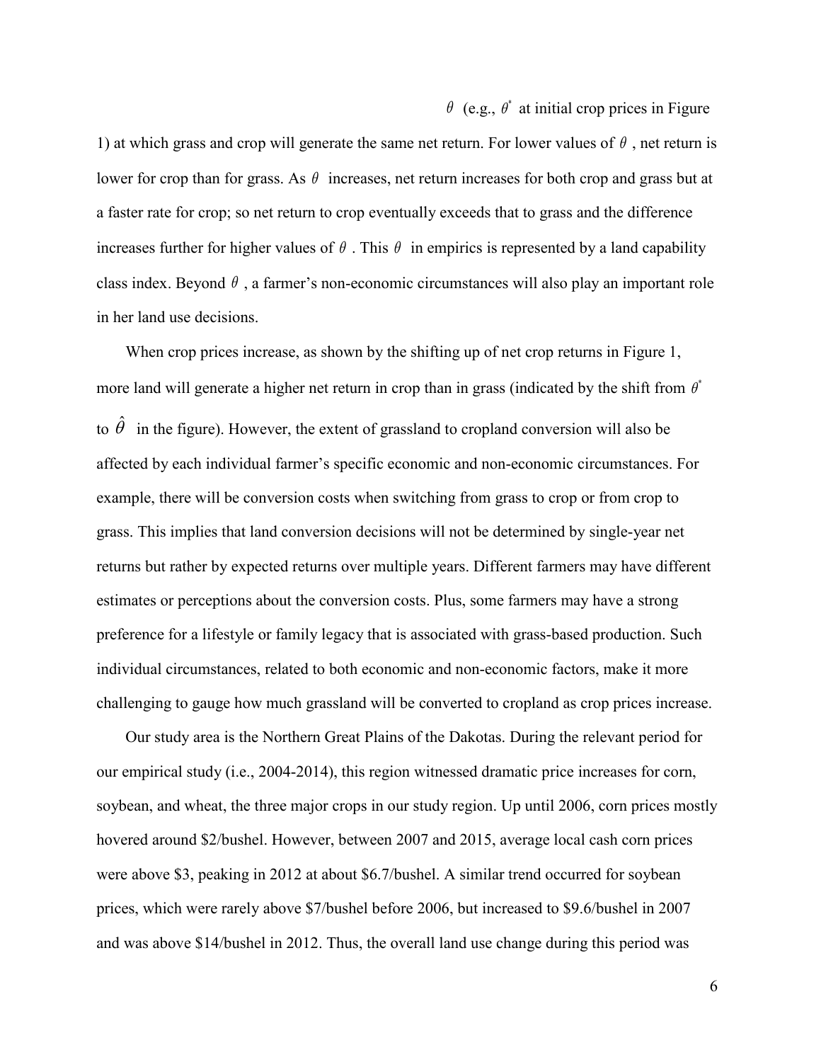$\theta$ (e.g., $\theta^{*}$ at initial crop prices in Figure 1) at which grass and crop will generate the same net return. For lower values of $\theta$, net return is lower for crop than for grass. As $\theta$ increases, net return increases for both crop and grass but at a faster rate for crop; so net return to crop eventually exceeds that to grass and the difference increases further for higher values of $\theta$. This $\theta$ in empirics is represented by a land capability class index. Beyond $\theta$, a farmer's non-economic circumstances will also play an important role in her land use decisions.

When crop prices increase, as shown by the shifting up of net crop returns in Figure 1, more land will generate a higher net return in crop than in grass (indicated by the shift from $\theta^{*}$ to $\hat{\theta}$ in the figure). However, the extent of grassland to cropland conversion will also be affected by each individual farmer's specific economic and non-economic circumstances. For example, there will be conversion costs when switching from grass to crop or from crop to grass. This implies that land conversion decisions will not be determined by single-year net returns but rather by expected returns over multiple years. Different farmers may have different estimates or perceptions about the conversion costs. Plus, some farmers may have a strong preference for a lifestyle or family legacy that is associated with grass-based production. Such individual circumstances, related to both economic and non-economic factors, make it more challenging to gauge how much grassland will be converted to cropland as crop prices increase.

Our study area is the Northern Great Plains of the Dakotas. During the relevant period for our empirical study (i.e., 2004-2014), this region witnessed dramatic price increases for corn, soybean, and wheat, the three major crops in our study region. Up until 2006, corn prices mostly hovered around \$2/bushel. However, between 2007 and 2015, average local cash corn prices were above \$3, peaking in 2012 at about \$6.7/bushel. A similar trend occurred for soybean prices, which were rarely above \$7/bushel before 2006, but increased to \$9.6/bushel in 2007 and was above \$14/bushel in 2012. Thus, the overall land use change during this period was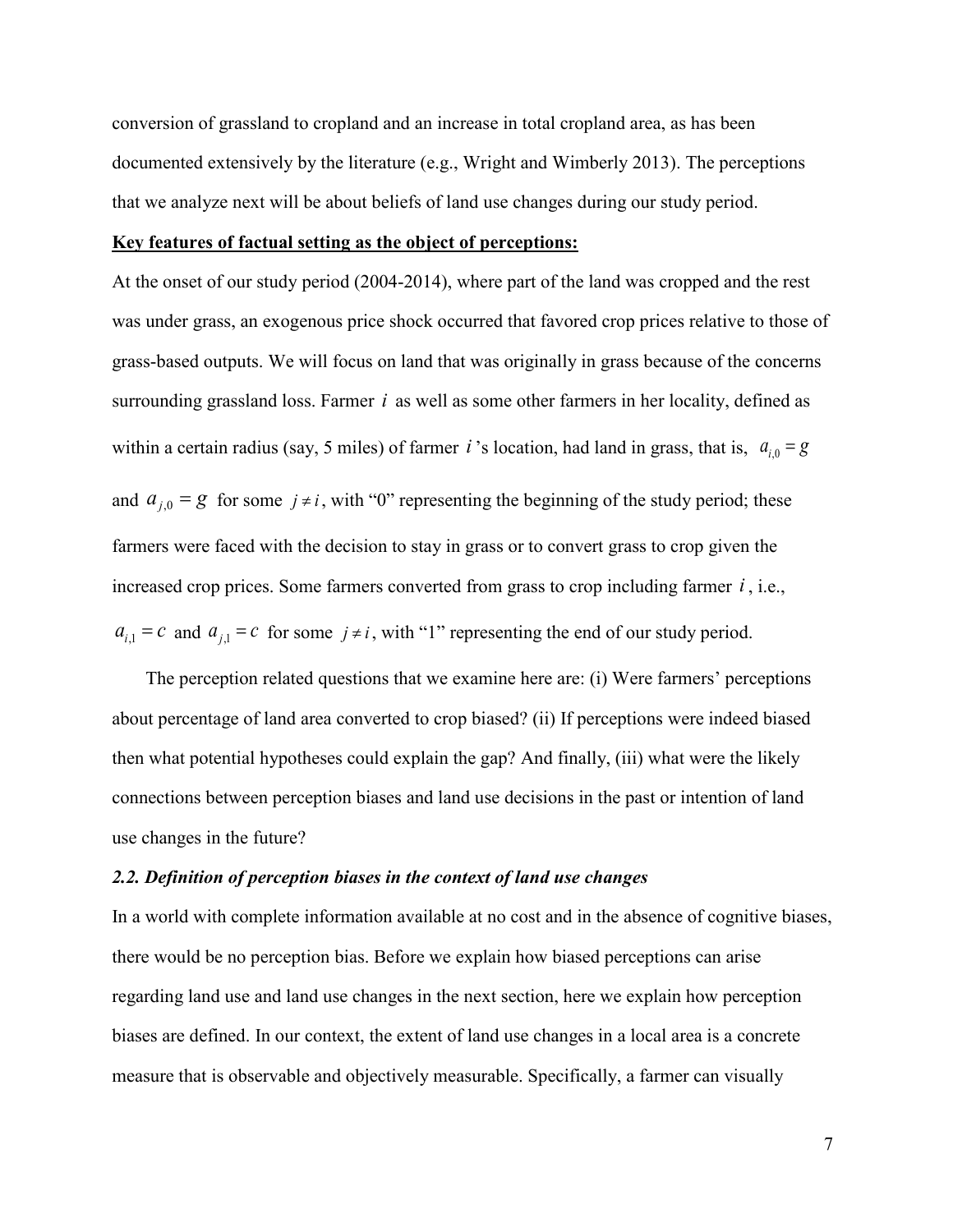conversion of grassland to cropland and an increase in total cropland area, as has been documented extensively by the literature (e.g., Wright and Wimberly 2013). The perceptions that we analyze next will be about beliefs of land use changes during our study period.

**Key features of factual setting as the object of perceptions:**

At the onset of our study period (2004-2014), where part of the land was cropped and the rest was under grass, an exogenous price shock occurred that favored crop prices relative to those of grass-based outputs. We will focus on land that was originally in grass because of the concerns surrounding grassland loss. Farmer $i$ as well as some other farmers in her locality, defined as within a certain radius (say, 5 miles) of farmer $i$'s location, had land in grass, that is, $a_{i,0} = g$ and $a_{j,0} = g$ for some $j \neq i$, with "0" representing the beginning of the study period; these farmers were faced with the decision to stay in grass or to convert grass to crop given the increased crop prices. Some farmers converted from grass to crop including farmer $i$, i.e., $a_{i,1} = c$ and $a_{j,1} = c$ for some $j \neq i$, with "1" representing the end of our study period.

The perception related questions that we examine here are: (i) Were farmers' perceptions about percentage of land area converted to crop biased? (ii) If perceptions were indeed biased then what potential hypotheses could explain the gap? And finally, (iii) what were the likely connections between perception biases and land use decisions in the past or intention of land use changes in the future?

### *2.2. Definition of perception biases in the context of land use changes*

In a world with complete information available at no cost and in the absence of cognitive biases, there would be no perception bias. Before we explain how biased perceptions can arise regarding land use and land use changes in the next section, here we explain how perception biases are defined. In our context, the extent of land use changes in a local area is a concrete measure that is observable and objectively measurable. Specifically, a farmer can visually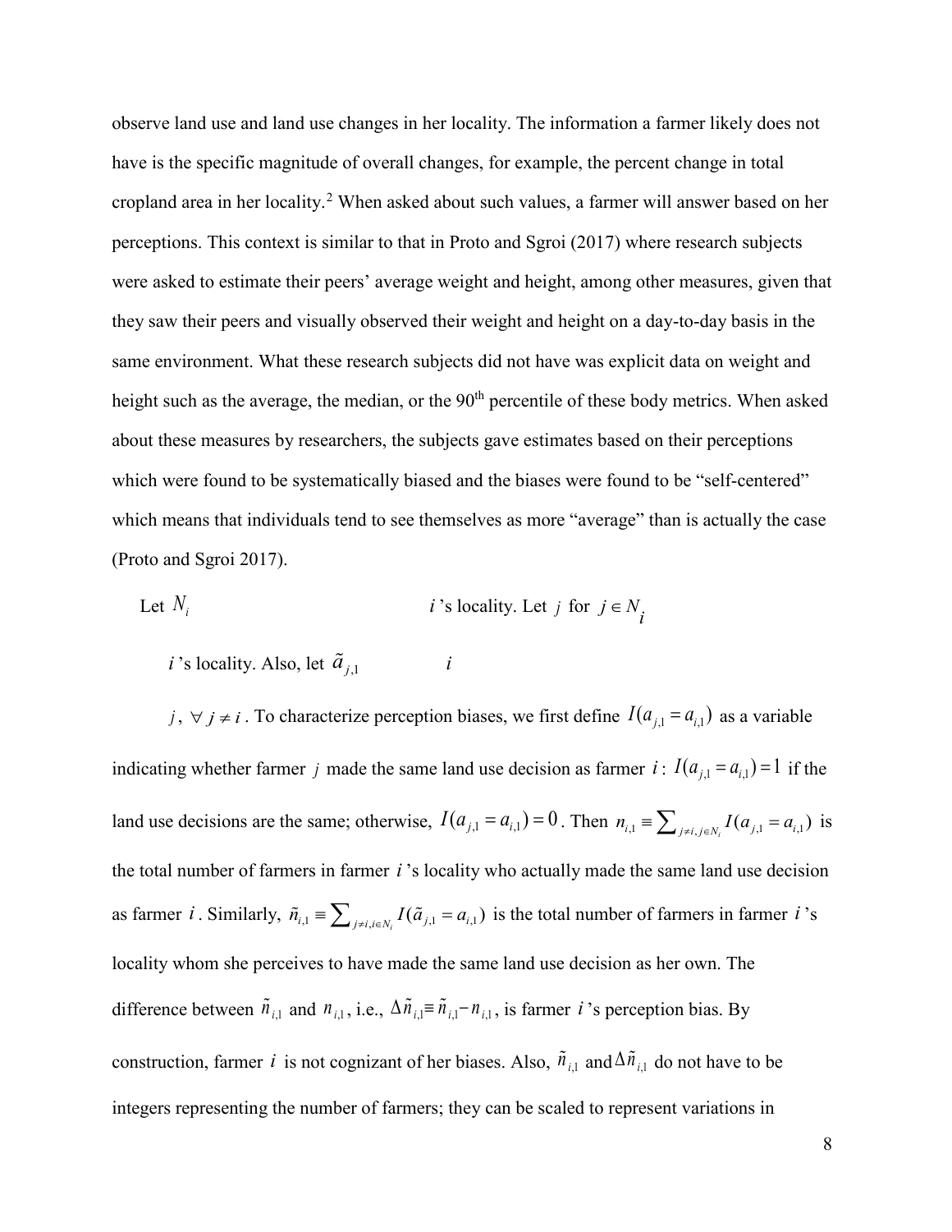observe land use and land use changes in her locality. The information a farmer likely does not have is the specific magnitude of overall changes, for example, the percent change in total cropland area in her locality.[2] When asked about such values, a farmer will answer based on her perceptions. This context is similar to that in Proto and Sgroi (2017) where research subjects were asked to estimate their peers' average weight and height, among other measures, given that they saw their peers and visually observed their weight and height on a day-to-day basis in the same environment. What these research subjects did not have was explicit data on weight and height such as the average, the median, or the 90th percentile of these body metrics. When asked about these measures by researchers, the subjects gave estimates based on their perceptions which were found to be systematically biased and the biases were found to be "self-centered" which means that individuals tend to see themselves as more "average" than is actually the case (Proto and Sgroi 2017).

Let $N_i$ $i$'s locality. Let $j$ for $j \in N_i$

$i$'s locality. Also, let $\tilde{a}_{j,1}$ $i$

$j$, $\forall\, j \neq i$. To characterize perception biases, we first define $I(a_{j,1} = a_{i,1})$ as a variable indicating whether farmer $j$ made the same land use decision as farmer $i$: $I(a_{j,1} = a_{i,1}) = 1$ if the land use decisions are the same; otherwise, $I(a_{j,1} = a_{i,1}) = 0$. Then $n_{i,1} \equiv \sum_{j \neq i, j \in N_i} I(a_{j,1} = a_{i,1})$ is the total number of farmers in farmer $i$'s locality who actually made the same land use decision as farmer $i$. Similarly, $\tilde{n}_{i,1} \equiv \sum_{j \neq i, i \in N_i} I(\tilde{a}_{j,1} = a_{i,1})$ is the total number of farmers in farmer $i$'s locality whom she perceives to have made the same land use decision as her own. The difference between $\tilde{n}_{i,1}$ and $n_{i,1}$, i.e., $\Delta \tilde{n}_{i,1} \equiv \tilde{n}_{i,1} - n_{i,1}$, is farmer $i$'s perception bias. By construction, farmer $i$ is not cognizant of her biases. Also, $\tilde{n}_{i,1}$ and $\Delta \tilde{n}_{i,1}$ do not have to be integers representing the number of farmers; they can be scaled to represent variations in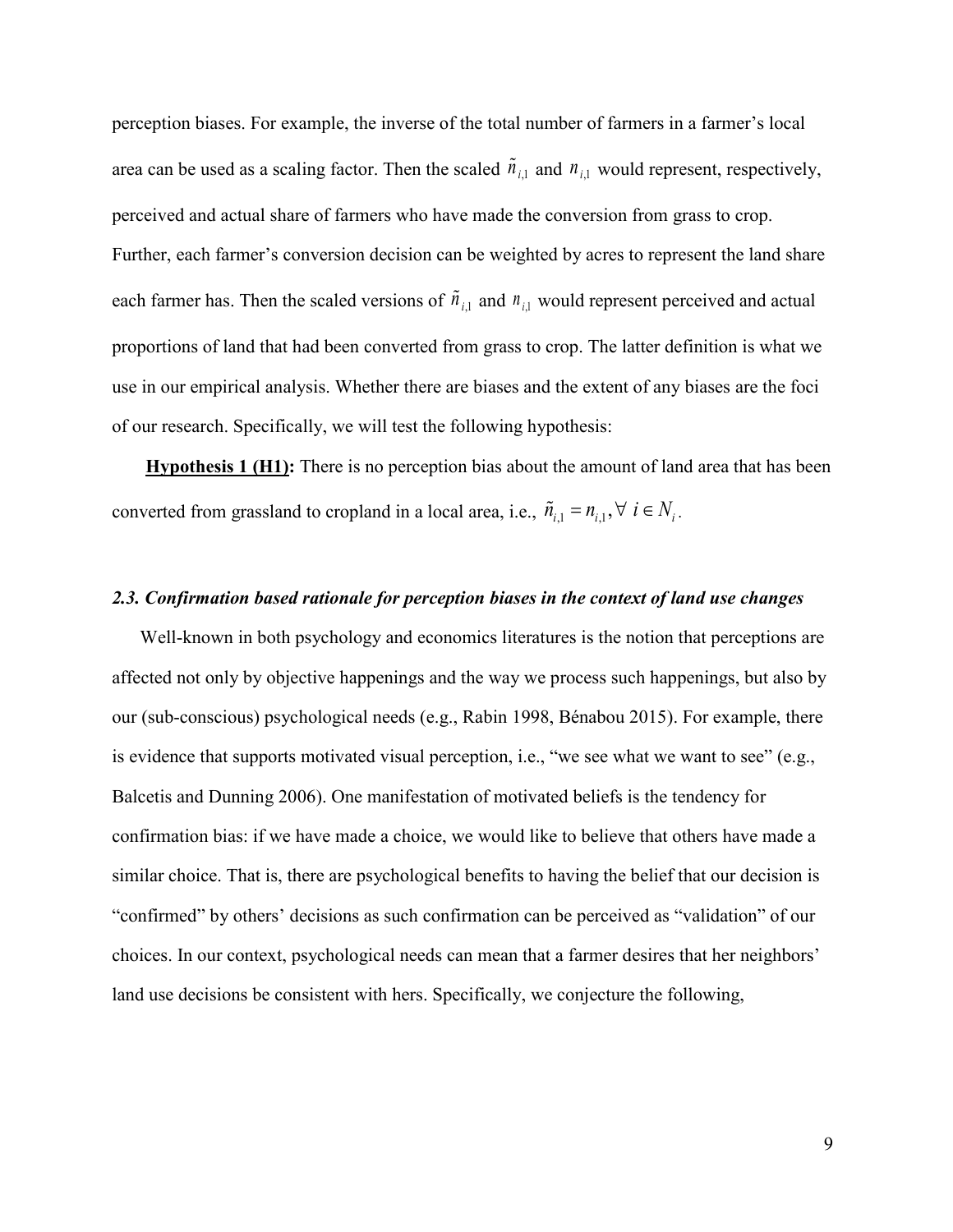perception biases. For example, the inverse of the total number of farmers in a farmer's local area can be used as a scaling factor. Then the scaled $\tilde{n}_{i,1}$ and $n_{i,1}$ would represent, respectively, perceived and actual share of farmers who have made the conversion from grass to crop. Further, each farmer's conversion decision can be weighted by acres to represent the land share each farmer has. Then the scaled versions of $\tilde{n}_{i,1}$ and $n_{i,1}$ would represent perceived and actual proportions of land that had been converted from grass to crop. The latter definition is what we use in our empirical analysis. Whether there are biases and the extent of any biases are the foci of our research. Specifically, we will test the following hypothesis:

**<u>Hypothesis 1 (H1)</u>:** There is no perception bias about the amount of land area that has been converted from grassland to cropland in a local area, i.e., $\tilde{n}_{i,1} = n_{i,1}, \forall\ i \in N_i$.

### *2.3. Confirmation based rationale for perception biases in the context of land use changes*

Well-known in both psychology and economics literatures is the notion that perceptions are affected not only by objective happenings and the way we process such happenings, but also by our (sub-conscious) psychological needs (e.g., Rabin 1998, Bénabou 2015). For example, there is evidence that supports motivated visual perception, i.e., "we see what we want to see" (e.g., Balcetis and Dunning 2006). One manifestation of motivated beliefs is the tendency for confirmation bias: if we have made a choice, we would like to believe that others have made a similar choice. That is, there are psychological benefits to having the belief that our decision is "confirmed" by others' decisions as such confirmation can be perceived as "validation" of our choices. In our context, psychological needs can mean that a farmer desires that her neighbors' land use decisions be consistent with hers. Specifically, we conjecture the following,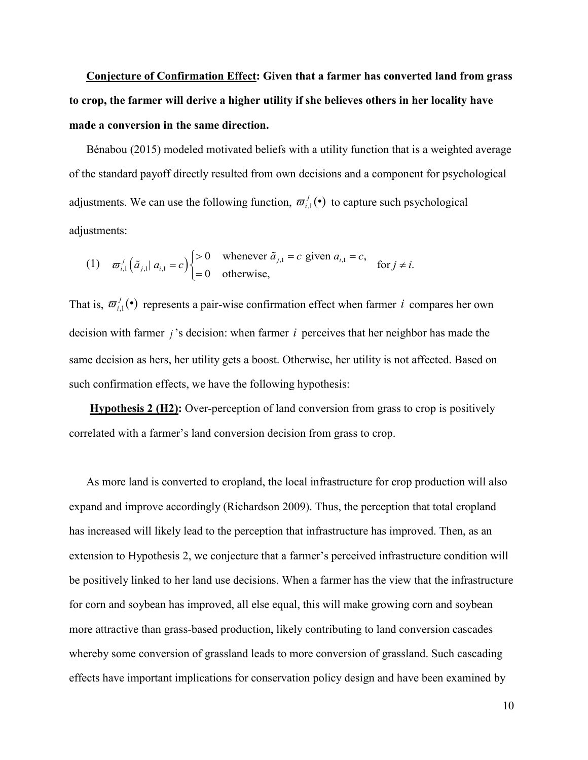**<u>Conjecture of Confirmation Effect</u>: Given that a farmer has converted land from grass to crop, the farmer will derive a higher utility if she believes others in her locality have made a conversion in the same direction.**

Bénabou (2015) modeled motivated beliefs with a utility function that is a weighted average of the standard payoff directly resulted from own decisions and a component for psychological adjustments. We can use the following function, $\varpi_{i,1}^{j}(\bullet)$ to capture such psychological adjustments:

$$(1) \quad \varpi_{i,1}^{j}\left(\tilde{a}_{j,1} \mid a_{i,1}=c\right)\begin{cases} >0 & \text{whenever } \tilde{a}_{j,1}=c \text{ given } a_{i,1}=c, \\ =0 & \text{otherwise,} \end{cases} \quad \text{for } j \neq i.$$

That is, $\varpi_{i,1}^{j}(\bullet)$ represents a pair-wise confirmation effect when farmer $i$ compares her own decision with farmer $j$'s decision: when farmer $i$ perceives that her neighbor has made the same decision as hers, her utility gets a boost. Otherwise, her utility is not affected. Based on such confirmation effects, we have the following hypothesis:

**<u>Hypothesis 2 (H2)</u>:** Over-perception of land conversion from grass to crop is positively correlated with a farmer's land conversion decision from grass to crop.

As more land is converted to cropland, the local infrastructure for crop production will also expand and improve accordingly (Richardson 2009). Thus, the perception that total cropland has increased will likely lead to the perception that infrastructure has improved. Then, as an extension to Hypothesis 2, we conjecture that a farmer's perceived infrastructure condition will be positively linked to her land use decisions. When a farmer has the view that the infrastructure for corn and soybean has improved, all else equal, this will make growing corn and soybean more attractive than grass-based production, likely contributing to land conversion cascades whereby some conversion of grassland leads to more conversion of grassland. Such cascading effects have important implications for conservation policy design and have been examined by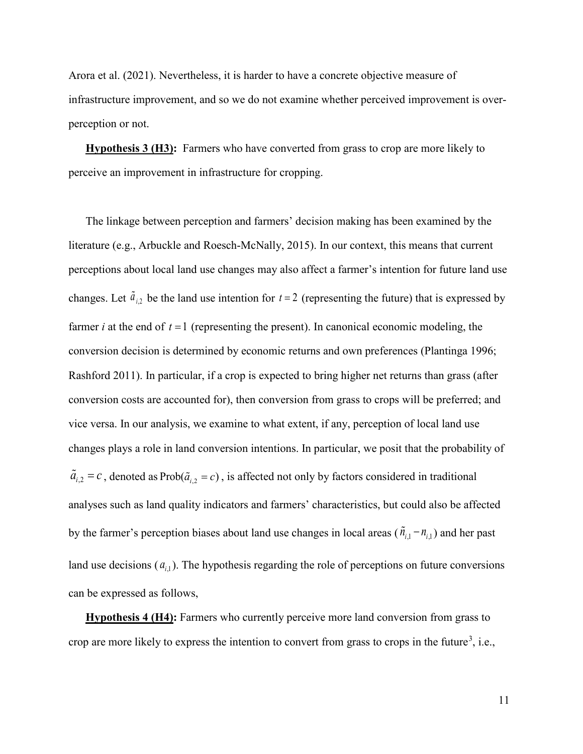Arora et al. (2021). Nevertheless, it is harder to have a concrete objective measure of infrastructure improvement, and so we do not examine whether perceived improvement is over-perception or not.

**Hypothesis 3 (H3):** Farmers who have converted from grass to crop are more likely to perceive an improvement in infrastructure for cropping.

The linkage between perception and farmers' decision making has been examined by the literature (e.g., Arbuckle and Roesch-McNally, 2015). In our context, this means that current perceptions about local land use changes may also affect a farmer's intention for future land use changes. Let $\tilde{a}_{i,2}$ be the land use intention for $t = 2$ (representing the future) that is expressed by farmer *i* at the end of $t = 1$ (representing the present). In canonical economic modeling, the conversion decision is determined by economic returns and own preferences (Plantinga 1996; Rashford 2011). In particular, if a crop is expected to bring higher net returns than grass (after conversion costs are accounted for), then conversion from grass to crops will be preferred; and vice versa. In our analysis, we examine to what extent, if any, perception of local land use changes plays a role in land conversion intentions. In particular, we posit that the probability of $\tilde{a}_{i,2} = c$, denoted as $\text{Prob}(\tilde{a}_{i,2} = c)$, is affected not only by factors considered in traditional analyses such as land quality indicators and farmers' characteristics, but could also be affected by the farmer's perception biases about land use changes in local areas ($\tilde{n}_{i,1} - n_{i,1}$) and her past land use decisions ($a_{i,1}$). The hypothesis regarding the role of perceptions on future conversions can be expressed as follows,

**Hypothesis 4 (H4):** Farmers who currently perceive more land conversion from grass to crop are more likely to express the intention to convert from grass to crops in the future[3], i.e.,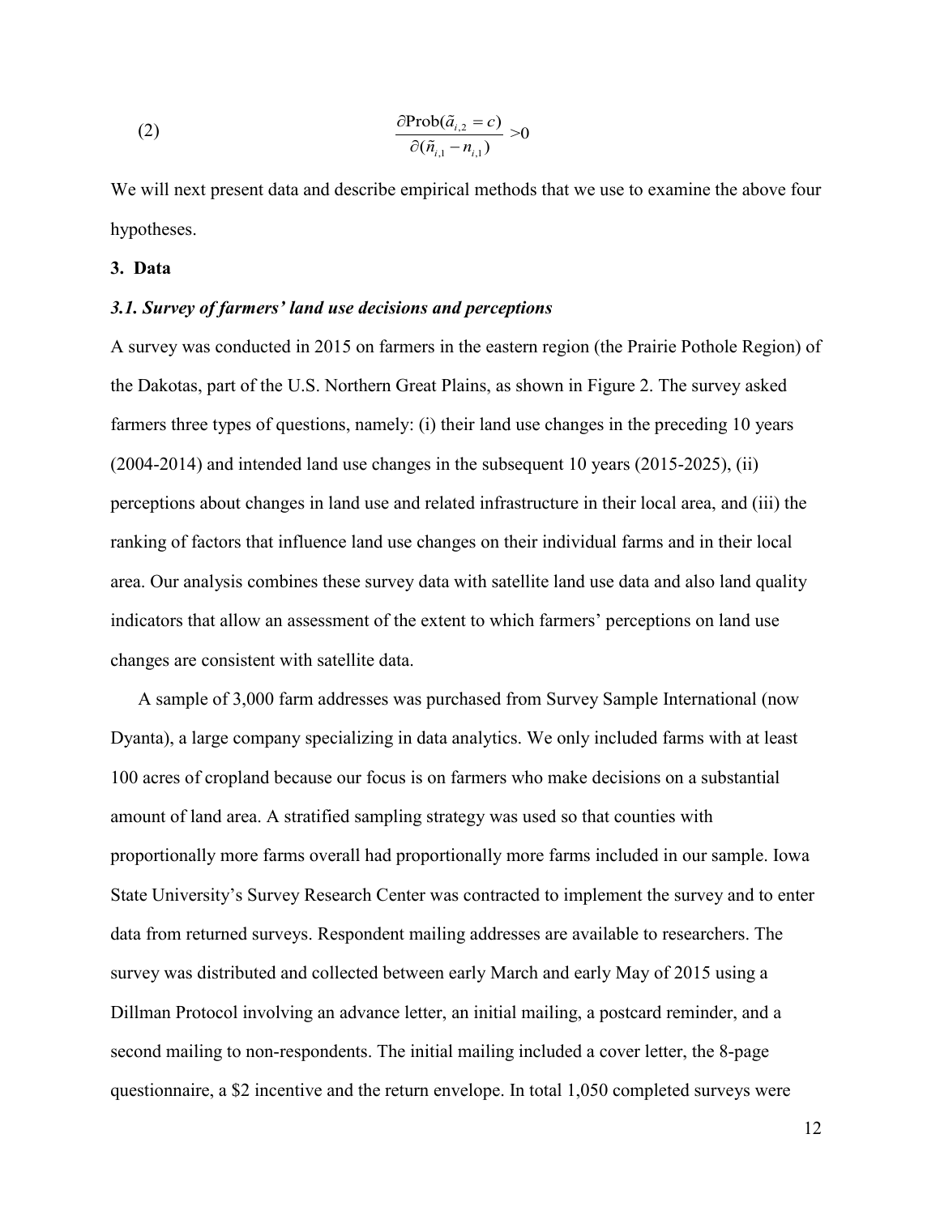$$\text{(2)} \qquad \frac{\partial \text{Prob}(\tilde{a}_{i,2} = c)}{\partial(\tilde{n}_{i,1} - n_{i,1})} > 0$$

We will next present data and describe empirical methods that we use to examine the above four hypotheses.

## 3. Data

### *3.1. Survey of farmers' land use decisions and perceptions*

A survey was conducted in 2015 on farmers in the eastern region (the Prairie Pothole Region) of the Dakotas, part of the U.S. Northern Great Plains, as shown in Figure 2. The survey asked farmers three types of questions, namely: (i) their land use changes in the preceding 10 years (2004-2014) and intended land use changes in the subsequent 10 years (2015-2025), (ii) perceptions about changes in land use and related infrastructure in their local area, and (iii) the ranking of factors that influence land use changes on their individual farms and in their local area. Our analysis combines these survey data with satellite land use data and also land quality indicators that allow an assessment of the extent to which farmers' perceptions on land use changes are consistent with satellite data.

A sample of 3,000 farm addresses was purchased from Survey Sample International (now Dyanta), a large company specializing in data analytics. We only included farms with at least 100 acres of cropland because our focus is on farmers who make decisions on a substantial amount of land area. A stratified sampling strategy was used so that counties with proportionally more farms overall had proportionally more farms included in our sample. Iowa State University's Survey Research Center was contracted to implement the survey and to enter data from returned surveys. Respondent mailing addresses are available to researchers. The survey was distributed and collected between early March and early May of 2015 using a Dillman Protocol involving an advance letter, an initial mailing, a postcard reminder, and a second mailing to non-respondents. The initial mailing included a cover letter, the 8-page questionnaire, a $2 incentive and the return envelope. In total 1,050 completed surveys were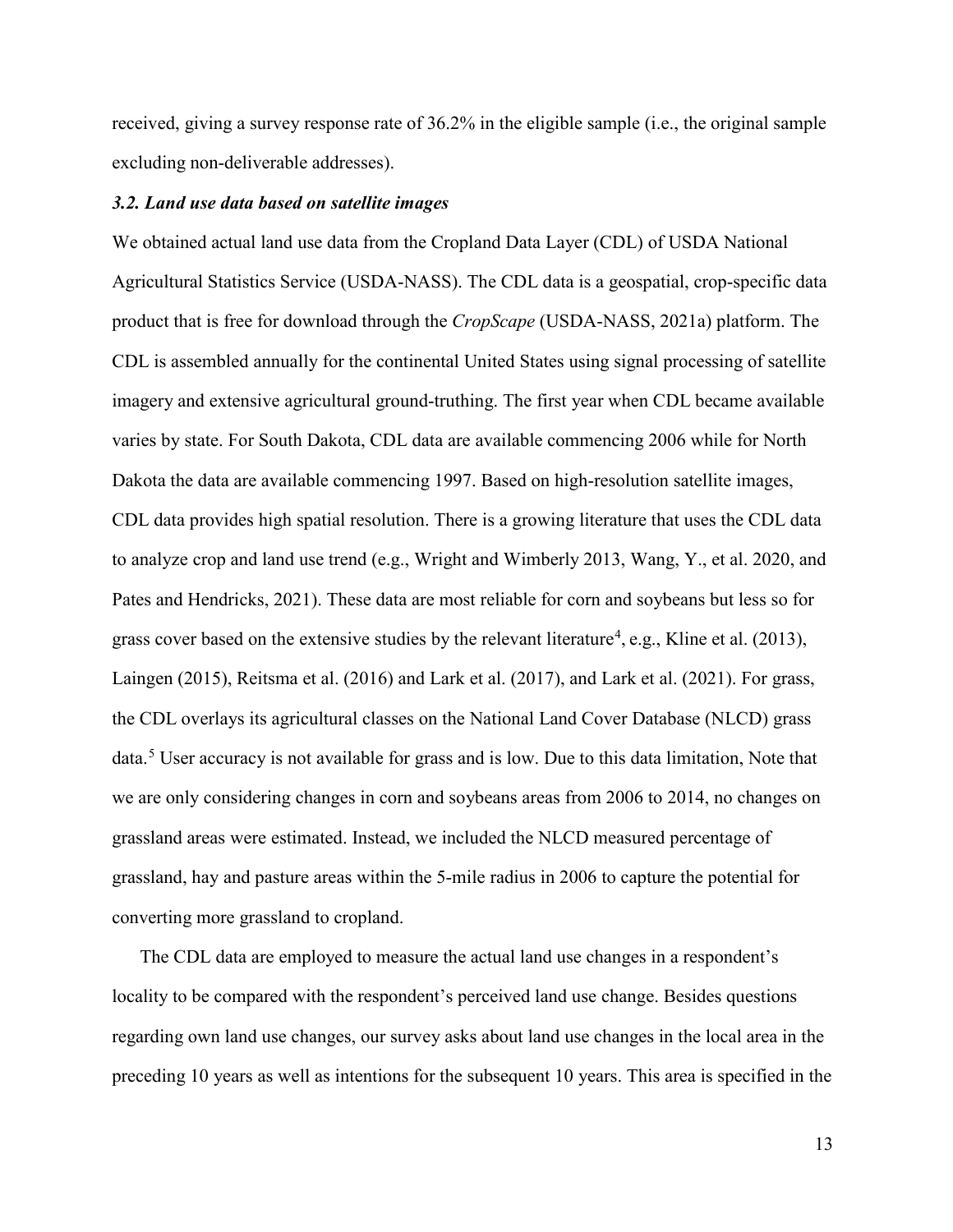received, giving a survey response rate of 36.2% in the eligible sample (i.e., the original sample excluding non-deliverable addresses).

### *3.2. Land use data based on satellite images*

We obtained actual land use data from the Cropland Data Layer (CDL) of USDA National Agricultural Statistics Service (USDA-NASS). The CDL data is a geospatial, crop-specific data product that is free for download through the *CropScape* (USDA-NASS, 2021a) platform. The CDL is assembled annually for the continental United States using signal processing of satellite imagery and extensive agricultural ground-truthing. The first year when CDL became available varies by state. For South Dakota, CDL data are available commencing 2006 while for North Dakota the data are available commencing 1997. Based on high-resolution satellite images, CDL data provides high spatial resolution. There is a growing literature that uses the CDL data to analyze crop and land use trend (e.g., Wright and Wimberly 2013, Wang, Y., et al. 2020, and Pates and Hendricks, 2021). These data are most reliable for corn and soybeans but less so for grass cover based on the extensive studies by the relevant literature[4], e.g., Kline et al. (2013), Laingen (2015), Reitsma et al. (2016) and Lark et al. (2017), and Lark et al. (2021). For grass, the CDL overlays its agricultural classes on the National Land Cover Database (NLCD) grass data.[5] User accuracy is not available for grass and is low. Due to this data limitation, Note that we are only considering changes in corn and soybeans areas from 2006 to 2014, no changes on grassland areas were estimated. Instead, we included the NLCD measured percentage of grassland, hay and pasture areas within the 5-mile radius in 2006 to capture the potential for converting more grassland to cropland.

The CDL data are employed to measure the actual land use changes in a respondent's locality to be compared with the respondent's perceived land use change. Besides questions regarding own land use changes, our survey asks about land use changes in the local area in the preceding 10 years as well as intentions for the subsequent 10 years. This area is specified in the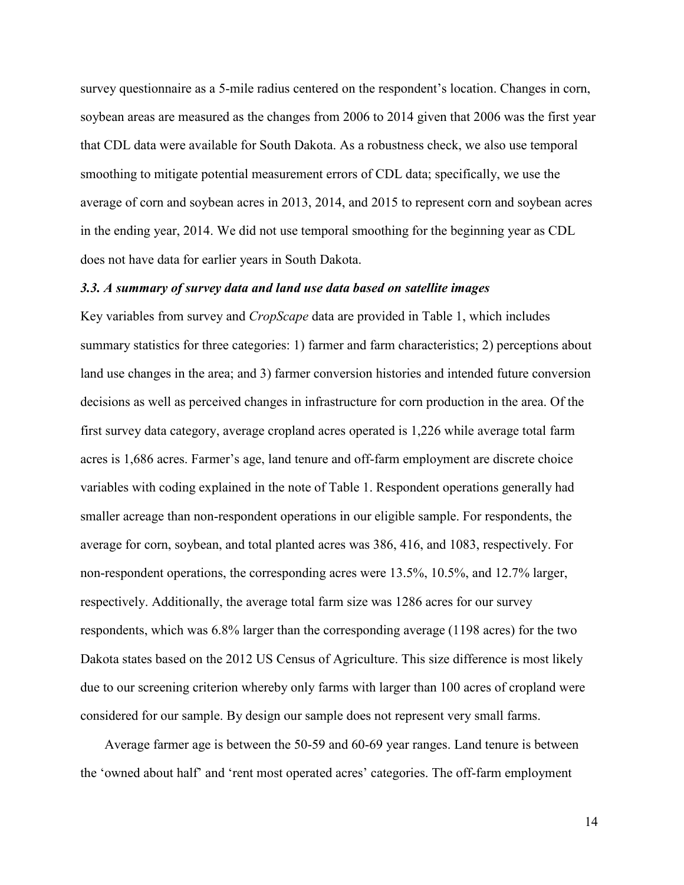survey questionnaire as a 5-mile radius centered on the respondent's location. Changes in corn, soybean areas are measured as the changes from 2006 to 2014 given that 2006 was the first year that CDL data were available for South Dakota. As a robustness check, we also use temporal smoothing to mitigate potential measurement errors of CDL data; specifically, we use the average of corn and soybean acres in 2013, 2014, and 2015 to represent corn and soybean acres in the ending year, 2014. We did not use temporal smoothing for the beginning year as CDL does not have data for earlier years in South Dakota.

### *3.3. A summary of survey data and land use data based on satellite images*

Key variables from survey and *CropScape* data are provided in Table 1, which includes summary statistics for three categories: 1) farmer and farm characteristics; 2) perceptions about land use changes in the area; and 3) farmer conversion histories and intended future conversion decisions as well as perceived changes in infrastructure for corn production in the area. Of the first survey data category, average cropland acres operated is 1,226 while average total farm acres is 1,686 acres. Farmer's age, land tenure and off-farm employment are discrete choice variables with coding explained in the note of Table 1. Respondent operations generally had smaller acreage than non-respondent operations in our eligible sample. For respondents, the average for corn, soybean, and total planted acres was 386, 416, and 1083, respectively. For non-respondent operations, the corresponding acres were 13.5%, 10.5%, and 12.7% larger, respectively. Additionally, the average total farm size was 1286 acres for our survey respondents, which was 6.8% larger than the corresponding average (1198 acres) for the two Dakota states based on the 2012 US Census of Agriculture. This size difference is most likely due to our screening criterion whereby only farms with larger than 100 acres of cropland were considered for our sample. By design our sample does not represent very small farms.

Average farmer age is between the 50-59 and 60-69 year ranges. Land tenure is between the 'owned about half' and 'rent most operated acres' categories. The off-farm employment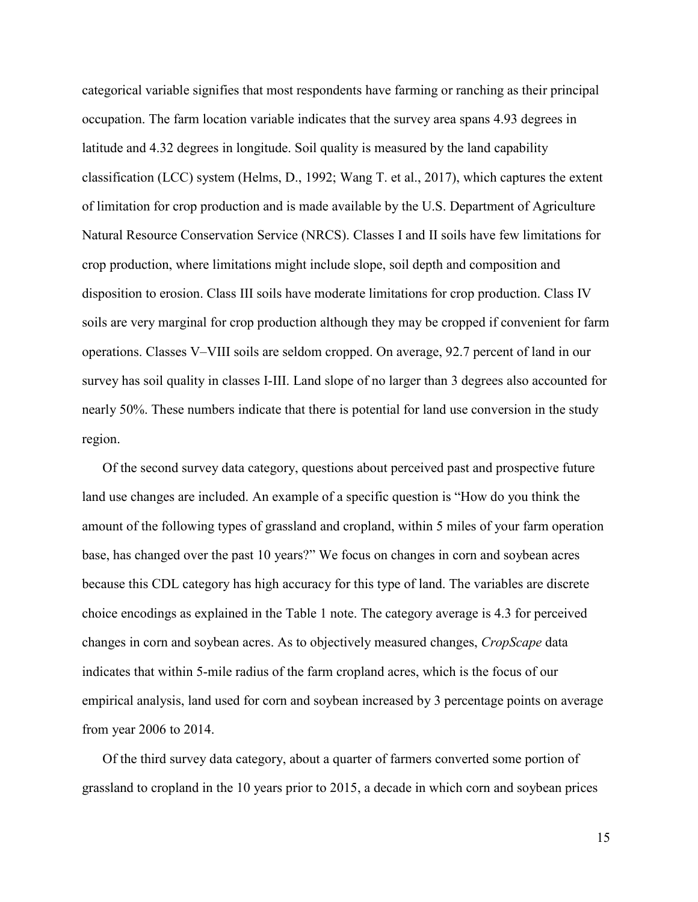categorical variable signifies that most respondents have farming or ranching as their principal occupation. The farm location variable indicates that the survey area spans 4.93 degrees in latitude and 4.32 degrees in longitude. Soil quality is measured by the land capability classification (LCC) system (Helms, D., 1992; Wang T. et al., 2017), which captures the extent of limitation for crop production and is made available by the U.S. Department of Agriculture Natural Resource Conservation Service (NRCS). Classes I and II soils have few limitations for crop production, where limitations might include slope, soil depth and composition and disposition to erosion. Class III soils have moderate limitations for crop production. Class IV soils are very marginal for crop production although they may be cropped if convenient for farm operations. Classes V–VIII soils are seldom cropped. On average, 92.7 percent of land in our survey has soil quality in classes I-III. Land slope of no larger than 3 degrees also accounted for nearly 50%. These numbers indicate that there is potential for land use conversion in the study region.

Of the second survey data category, questions about perceived past and prospective future land use changes are included. An example of a specific question is "How do you think the amount of the following types of grassland and cropland, within 5 miles of your farm operation base, has changed over the past 10 years?" We focus on changes in corn and soybean acres because this CDL category has high accuracy for this type of land. The variables are discrete choice encodings as explained in the Table 1 note. The category average is 4.3 for perceived changes in corn and soybean acres. As to objectively measured changes, *CropScape* data indicates that within 5-mile radius of the farm cropland acres, which is the focus of our empirical analysis, land used for corn and soybean increased by 3 percentage points on average from year 2006 to 2014.

Of the third survey data category, about a quarter of farmers converted some portion of grassland to cropland in the 10 years prior to 2015, a decade in which corn and soybean prices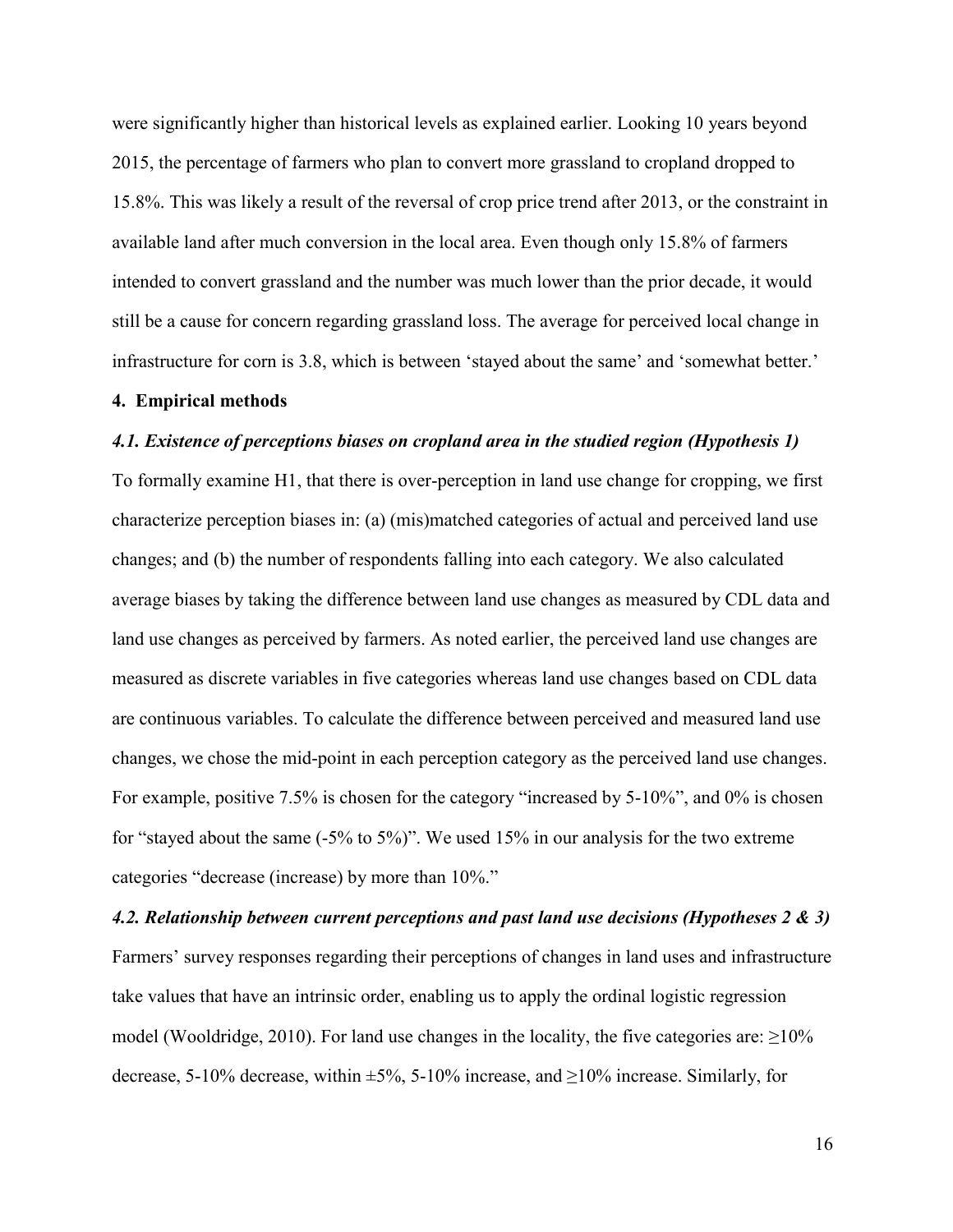were significantly higher than historical levels as explained earlier. Looking 10 years beyond 2015, the percentage of farmers who plan to convert more grassland to cropland dropped to 15.8%. This was likely a result of the reversal of crop price trend after 2013, or the constraint in available land after much conversion in the local area. Even though only 15.8% of farmers intended to convert grassland and the number was much lower than the prior decade, it would still be a cause for concern regarding grassland loss. The average for perceived local change in infrastructure for corn is 3.8, which is between 'stayed about the same' and 'somewhat better.'

## 4. Empirical methods

### *4.1. Existence of perceptions biases on cropland area in the studied region (Hypothesis 1)*

To formally examine H1, that there is over-perception in land use change for cropping, we first characterize perception biases in: (a) (mis)matched categories of actual and perceived land use changes; and (b) the number of respondents falling into each category. We also calculated average biases by taking the difference between land use changes as measured by CDL data and land use changes as perceived by farmers. As noted earlier, the perceived land use changes are measured as discrete variables in five categories whereas land use changes based on CDL data are continuous variables. To calculate the difference between perceived and measured land use changes, we chose the mid-point in each perception category as the perceived land use changes. For example, positive 7.5% is chosen for the category "increased by 5-10%", and 0% is chosen for "stayed about the same (-5% to 5%)". We used 15% in our analysis for the two extreme categories "decrease (increase) by more than 10%."

### *4.2. Relationship between current perceptions and past land use decisions (Hypotheses 2 & 3)*

Farmers' survey responses regarding their perceptions of changes in land uses and infrastructure take values that have an intrinsic order, enabling us to apply the ordinal logistic regression model (Wooldridge, 2010). For land use changes in the locality, the five categories are: ≥10% decrease, 5-10% decrease, within ±5%, 5-10% increase, and ≥10% increase. Similarly, for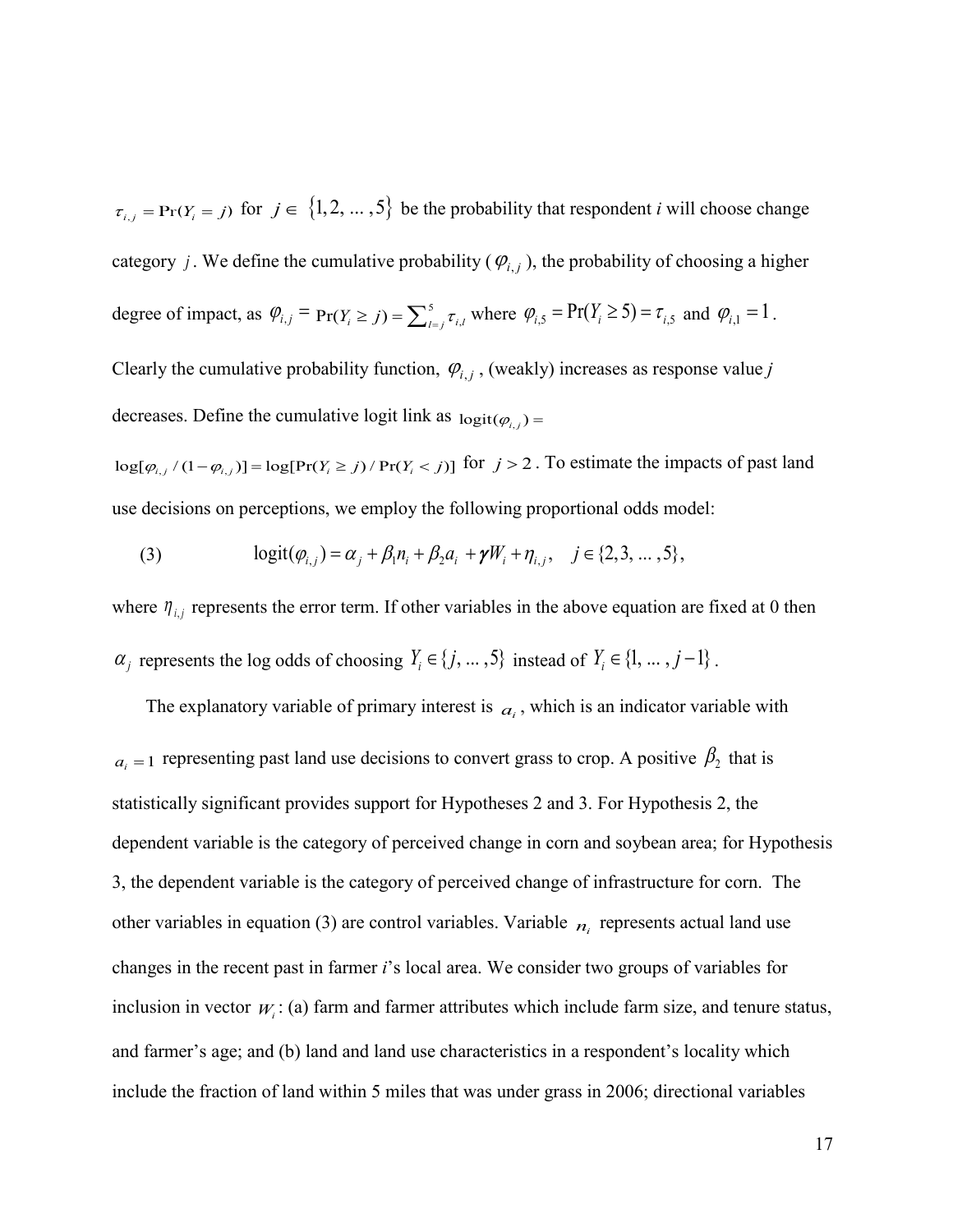$\tau_{i,j} = \Pr(Y_i = j)$ for $j \in \{1, 2, ..., 5\}$ be the probability that respondent *i* will choose change category $j$. We define the cumulative probability ($\varphi_{i,j}$), the probability of choosing a higher degree of impact, as $\varphi_{i,j} = \Pr(Y_i \geq j) = \sum_{l=j}^{5} \tau_{i,l}$ where $\varphi_{i,5} = \Pr(Y_i \geq 5) = \tau_{i,5}$ and $\varphi_{i,1} = 1$. Clearly the cumulative probability function, $\varphi_{i,j}$, (weakly) increases as response value *j* decreases. Define the cumulative logit link as $\text{logit}(\varphi_{i,j}) = \log[\varphi_{i,j} / (1 - \varphi_{i,j})] = \log[\Pr(Y_i \geq j) / \Pr(Y_i < j)]$ for $j > 2$. To estimate the impacts of past land use decisions on perceptions, we employ the following proportional odds model:

$$\text{(3)} \qquad \text{logit}(\varphi_{i,j}) = \alpha_j + \beta_1 n_i + \beta_2 a_i + \boldsymbol{\gamma} W_i + \eta_{i,j}, \quad j \in \{2, 3, ..., 5\},$$

where $\eta_{i,j}$ represents the error term. If other variables in the above equation are fixed at 0 then $\alpha_j$ represents the log odds of choosing $Y_i \in \{j, ..., 5\}$ instead of $Y_i \in \{1, ..., j-1\}$.

The explanatory variable of primary interest is $a_i$, which is an indicator variable with $a_i = 1$ representing past land use decisions to convert grass to crop. A positive $\beta_2$ that is statistically significant provides support for Hypotheses 2 and 3. For Hypothesis 2, the dependent variable is the category of perceived change in corn and soybean area; for Hypothesis 3, the dependent variable is the category of perceived change of infrastructure for corn. The other variables in equation (3) are control variables. Variable $n_i$ represents actual land use changes in the recent past in farmer *i*'s local area. We consider two groups of variables for inclusion in vector $W_i$: (a) farm and farmer attributes which include farm size, and tenure status, and farmer's age; and (b) land and land use characteristics in a respondent's locality which include the fraction of land within 5 miles that was under grass in 2006; directional variables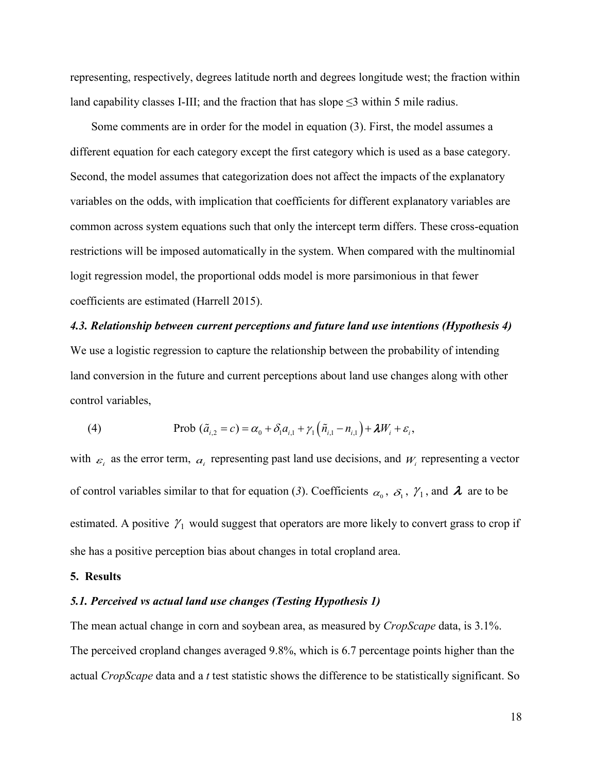representing, respectively, degrees latitude north and degrees longitude west; the fraction within land capability classes I-III; and the fraction that has slope ≤3 within 5 mile radius.

Some comments are in order for the model in equation (3). First, the model assumes a different equation for each category except the first category which is used as a base category. Second, the model assumes that categorization does not affect the impacts of the explanatory variables on the odds, with implication that coefficients for different explanatory variables are common across system equations such that only the intercept term differs. These cross-equation restrictions will be imposed automatically in the system. When compared with the multinomial logit regression model, the proportional odds model is more parsimonious in that fewer coefficients are estimated (Harrell 2015).

### *4.3. Relationship between current perceptions and future land use intentions (Hypothesis 4)*

We use a logistic regression to capture the relationship between the probability of intending land conversion in the future and current perceptions about land use changes along with other control variables,

$$\text{(4)} \qquad \text{Prob } (\tilde{a}_{i,2} = c) = \alpha_0 + \delta_1 a_{i,1} + \gamma_1 \left(\tilde{n}_{i,1} - n_{i,1}\right) + \boldsymbol{\lambda} W_i + \varepsilon_i,$$

with $\varepsilon_i$ as the error term, $a_i$ representing past land use decisions, and $W_i$ representing a vector of control variables similar to that for equation (*3*). Coefficients $\alpha_0$, $\delta_1$, $\gamma_1$, and $\boldsymbol{\lambda}$ are to be estimated. A positive $\gamma_1$ would suggest that operators are more likely to convert grass to crop if she has a positive perception bias about changes in total cropland area.

## 5. Results

### *5.1. Perceived vs actual land use changes (Testing Hypothesis 1)*

The mean actual change in corn and soybean area, as measured by *CropScape* data, is 3.1%. The perceived cropland changes averaged 9.8%, which is 6.7 percentage points higher than the actual *CropScape* data and a *t* test statistic shows the difference to be statistically significant. So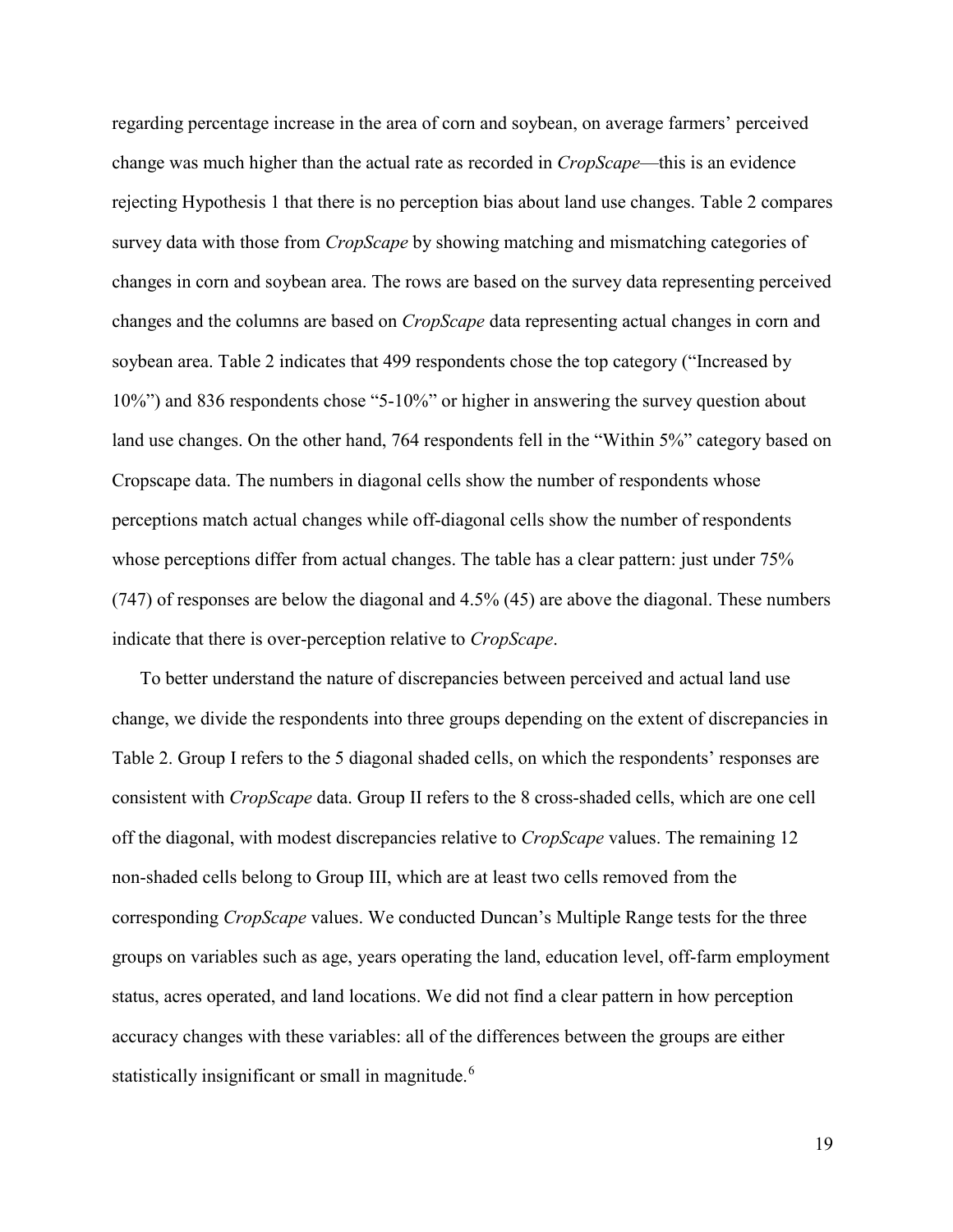regarding percentage increase in the area of corn and soybean, on average farmers' perceived change was much higher than the actual rate as recorded in *CropScape*—this is an evidence rejecting Hypothesis 1 that there is no perception bias about land use changes. Table 2 compares survey data with those from *CropScape* by showing matching and mismatching categories of changes in corn and soybean area. The rows are based on the survey data representing perceived changes and the columns are based on *CropScape* data representing actual changes in corn and soybean area. Table 2 indicates that 499 respondents chose the top category ("Increased by 10%") and 836 respondents chose "5-10%" or higher in answering the survey question about land use changes. On the other hand, 764 respondents fell in the "Within 5%" category based on Cropscape data. The numbers in diagonal cells show the number of respondents whose perceptions match actual changes while off-diagonal cells show the number of respondents whose perceptions differ from actual changes. The table has a clear pattern: just under 75% (747) of responses are below the diagonal and 4.5% (45) are above the diagonal. These numbers indicate that there is over-perception relative to *CropScape*.

To better understand the nature of discrepancies between perceived and actual land use change, we divide the respondents into three groups depending on the extent of discrepancies in Table 2. Group I refers to the 5 diagonal shaded cells, on which the respondents' responses are consistent with *CropScape* data. Group II refers to the 8 cross-shaded cells, which are one cell off the diagonal, with modest discrepancies relative to *CropScape* values. The remaining 12 non-shaded cells belong to Group III, which are at least two cells removed from the corresponding *CropScape* values. We conducted Duncan's Multiple Range tests for the three groups on variables such as age, years operating the land, education level, off-farm employment status, acres operated, and land locations. We did not find a clear pattern in how perception accuracy changes with these variables: all of the differences between the groups are either statistically insignificant or small in magnitude.[6]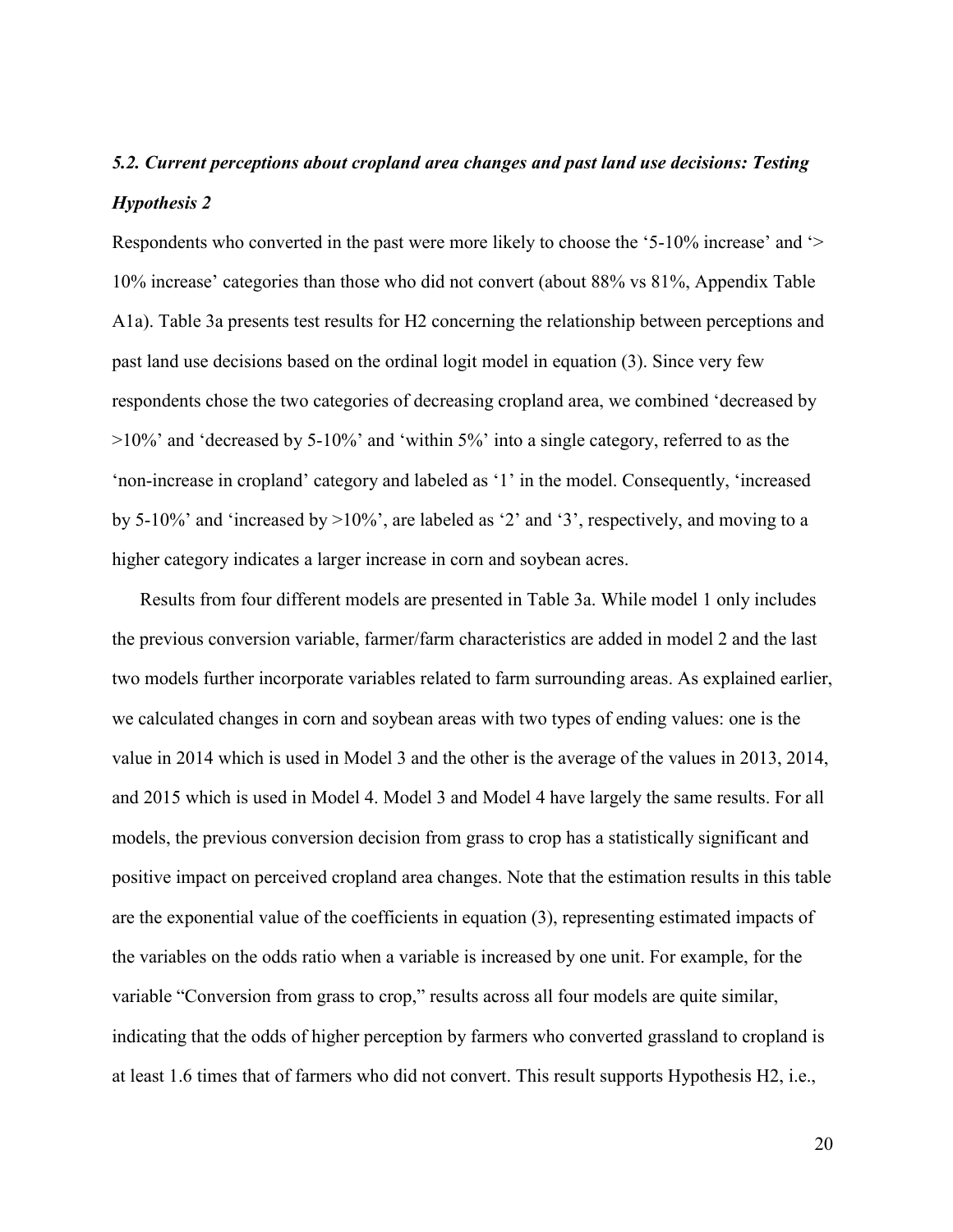### *5.2. Current perceptions about cropland area changes and past land use decisions: Testing Hypothesis 2*

Respondents who converted in the past were more likely to choose the '5-10% increase' and '> 10% increase' categories than those who did not convert (about 88% vs 81%, Appendix Table A1a). Table 3a presents test results for H2 concerning the relationship between perceptions and past land use decisions based on the ordinal logit model in equation (3). Since very few respondents chose the two categories of decreasing cropland area, we combined 'decreased by >10%' and 'decreased by 5-10%' and 'within 5%' into a single category, referred to as the 'non-increase in cropland' category and labeled as '1' in the model. Consequently, 'increased by 5-10%' and 'increased by >10%', are labeled as '2' and '3', respectively, and moving to a higher category indicates a larger increase in corn and soybean acres.

Results from four different models are presented in Table 3a. While model 1 only includes the previous conversion variable, farmer/farm characteristics are added in model 2 and the last two models further incorporate variables related to farm surrounding areas. As explained earlier, we calculated changes in corn and soybean areas with two types of ending values: one is the value in 2014 which is used in Model 3 and the other is the average of the values in 2013, 2014, and 2015 which is used in Model 4. Model 3 and Model 4 have largely the same results. For all models, the previous conversion decision from grass to crop has a statistically significant and positive impact on perceived cropland area changes. Note that the estimation results in this table are the exponential value of the coefficients in equation (3), representing estimated impacts of the variables on the odds ratio when a variable is increased by one unit. For example, for the variable "Conversion from grass to crop," results across all four models are quite similar, indicating that the odds of higher perception by farmers who converted grassland to cropland is at least 1.6 times that of farmers who did not convert. This result supports Hypothesis H2, i.e.,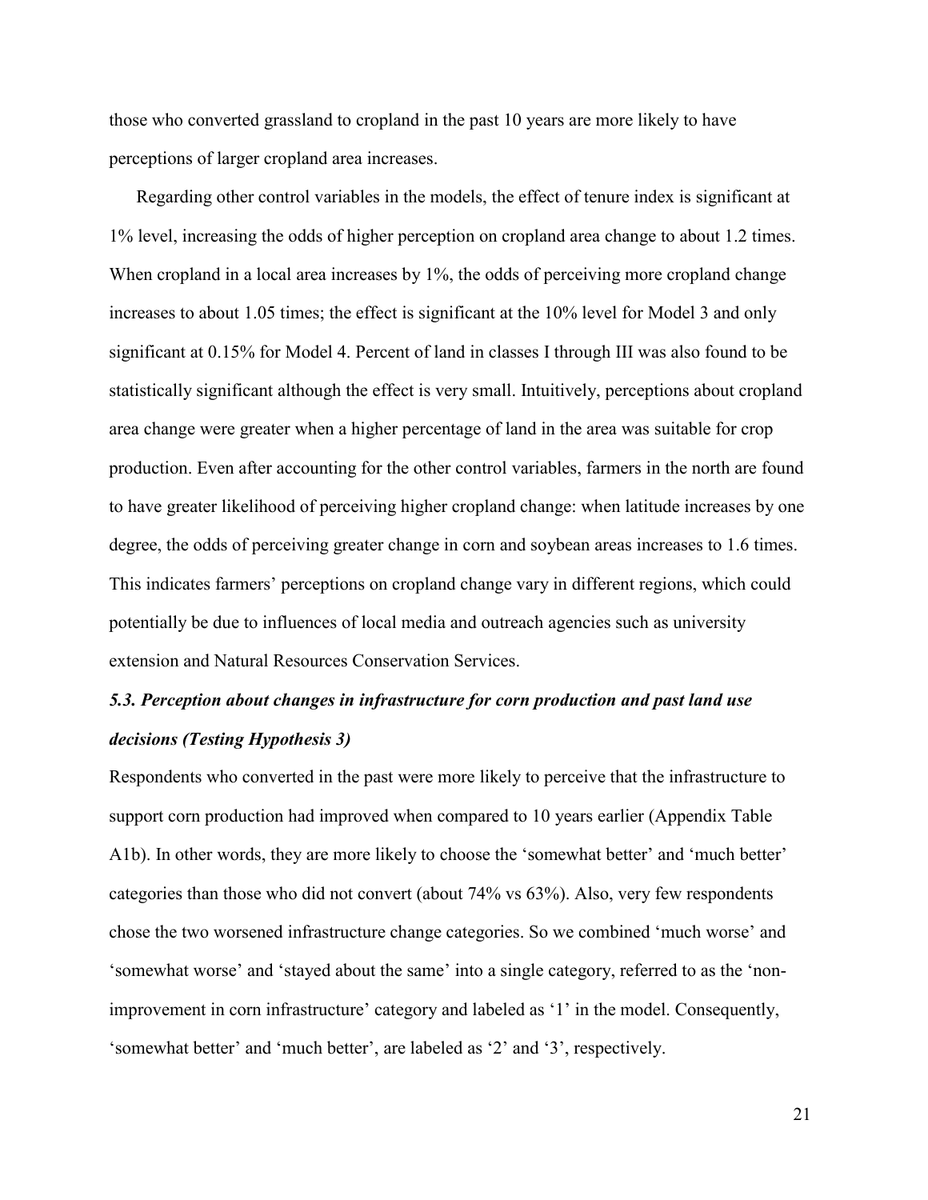those who converted grassland to cropland in the past 10 years are more likely to have perceptions of larger cropland area increases.

Regarding other control variables in the models, the effect of tenure index is significant at 1% level, increasing the odds of higher perception on cropland area change to about 1.2 times. When cropland in a local area increases by 1%, the odds of perceiving more cropland change increases to about 1.05 times; the effect is significant at the 10% level for Model 3 and only significant at 0.15% for Model 4. Percent of land in classes I through III was also found to be statistically significant although the effect is very small. Intuitively, perceptions about cropland area change were greater when a higher percentage of land in the area was suitable for crop production. Even after accounting for the other control variables, farmers in the north are found to have greater likelihood of perceiving higher cropland change: when latitude increases by one degree, the odds of perceiving greater change in corn and soybean areas increases to 1.6 times. This indicates farmers' perceptions on cropland change vary in different regions, which could potentially be due to influences of local media and outreach agencies such as university extension and Natural Resources Conservation Services.

### *5.3. Perception about changes in infrastructure for corn production and past land use decisions (Testing Hypothesis 3)*

Respondents who converted in the past were more likely to perceive that the infrastructure to support corn production had improved when compared to 10 years earlier (Appendix Table A1b). In other words, they are more likely to choose the 'somewhat better' and 'much better' categories than those who did not convert (about 74% vs 63%). Also, very few respondents chose the two worsened infrastructure change categories. So we combined 'much worse' and 'somewhat worse' and 'stayed about the same' into a single category, referred to as the 'non-improvement in corn infrastructure' category and labeled as '1' in the model. Consequently, 'somewhat better' and 'much better', are labeled as '2' and '3', respectively.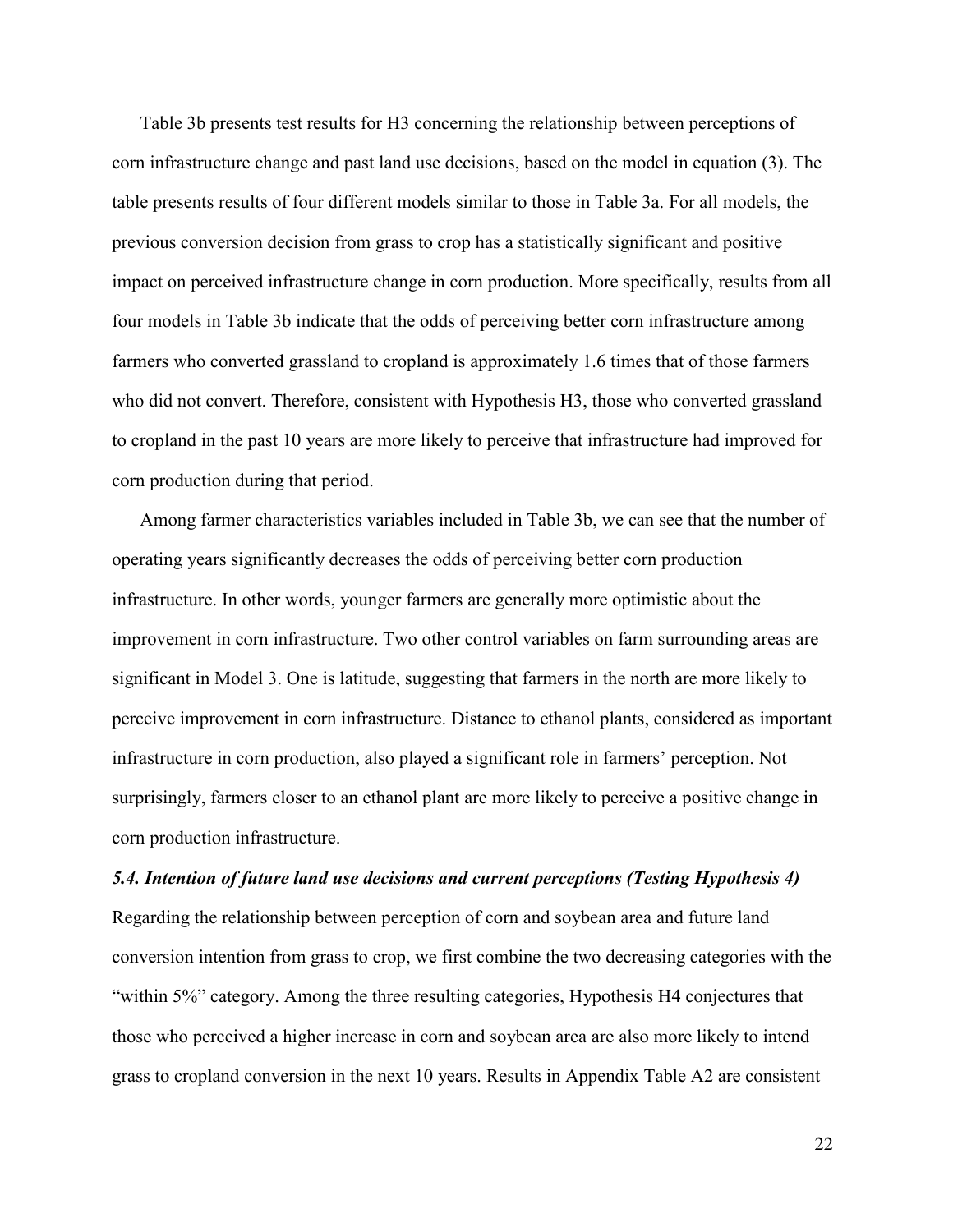Table 3b presents test results for H3 concerning the relationship between perceptions of corn infrastructure change and past land use decisions, based on the model in equation (3). The table presents results of four different models similar to those in Table 3a. For all models, the previous conversion decision from grass to crop has a statistically significant and positive impact on perceived infrastructure change in corn production. More specifically, results from all four models in Table 3b indicate that the odds of perceiving better corn infrastructure among farmers who converted grassland to cropland is approximately 1.6 times that of those farmers who did not convert. Therefore, consistent with Hypothesis H3, those who converted grassland to cropland in the past 10 years are more likely to perceive that infrastructure had improved for corn production during that period.

Among farmer characteristics variables included in Table 3b, we can see that the number of operating years significantly decreases the odds of perceiving better corn production infrastructure. In other words, younger farmers are generally more optimistic about the improvement in corn infrastructure. Two other control variables on farm surrounding areas are significant in Model 3. One is latitude, suggesting that farmers in the north are more likely to perceive improvement in corn infrastructure. Distance to ethanol plants, considered as important infrastructure in corn production, also played a significant role in farmers' perception. Not surprisingly, farmers closer to an ethanol plant are more likely to perceive a positive change in corn production infrastructure.

### *5.4. Intention of future land use decisions and current perceptions (Testing Hypothesis 4)*

Regarding the relationship between perception of corn and soybean area and future land conversion intention from grass to crop, we first combine the two decreasing categories with the "within 5%" category. Among the three resulting categories, Hypothesis H4 conjectures that those who perceived a higher increase in corn and soybean area are also more likely to intend grass to cropland conversion in the next 10 years. Results in Appendix Table A2 are consistent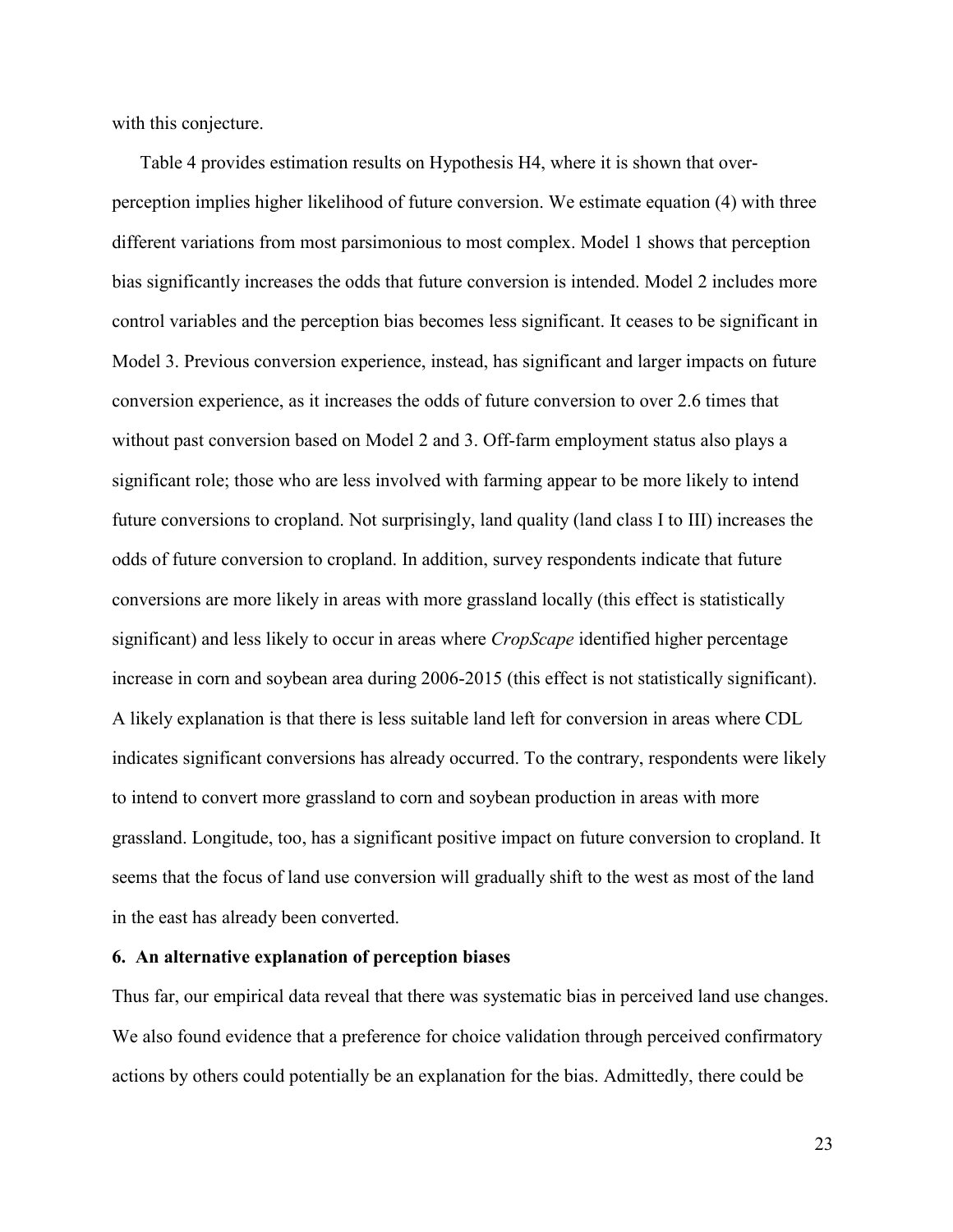with this conjecture.

Table 4 provides estimation results on Hypothesis H4, where it is shown that over-perception implies higher likelihood of future conversion. We estimate equation (4) with three different variations from most parsimonious to most complex. Model 1 shows that perception bias significantly increases the odds that future conversion is intended. Model 2 includes more control variables and the perception bias becomes less significant. It ceases to be significant in Model 3. Previous conversion experience, instead, has significant and larger impacts on future conversion experience, as it increases the odds of future conversion to over 2.6 times that without past conversion based on Model 2 and 3. Off-farm employment status also plays a significant role; those who are less involved with farming appear to be more likely to intend future conversions to cropland. Not surprisingly, land quality (land class I to III) increases the odds of future conversion to cropland. In addition, survey respondents indicate that future conversions are more likely in areas with more grassland locally (this effect is statistically significant) and less likely to occur in areas where *CropScape* identified higher percentage increase in corn and soybean area during 2006-2015 (this effect is not statistically significant). A likely explanation is that there is less suitable land left for conversion in areas where CDL indicates significant conversions has already occurred. To the contrary, respondents were likely to intend to convert more grassland to corn and soybean production in areas with more grassland. Longitude, too, has a significant positive impact on future conversion to cropland. It seems that the focus of land use conversion will gradually shift to the west as most of the land in the east has already been converted.

## 6. An alternative explanation of perception biases

Thus far, our empirical data reveal that there was systematic bias in perceived land use changes. We also found evidence that a preference for choice validation through perceived confirmatory actions by others could potentially be an explanation for the bias. Admittedly, there could be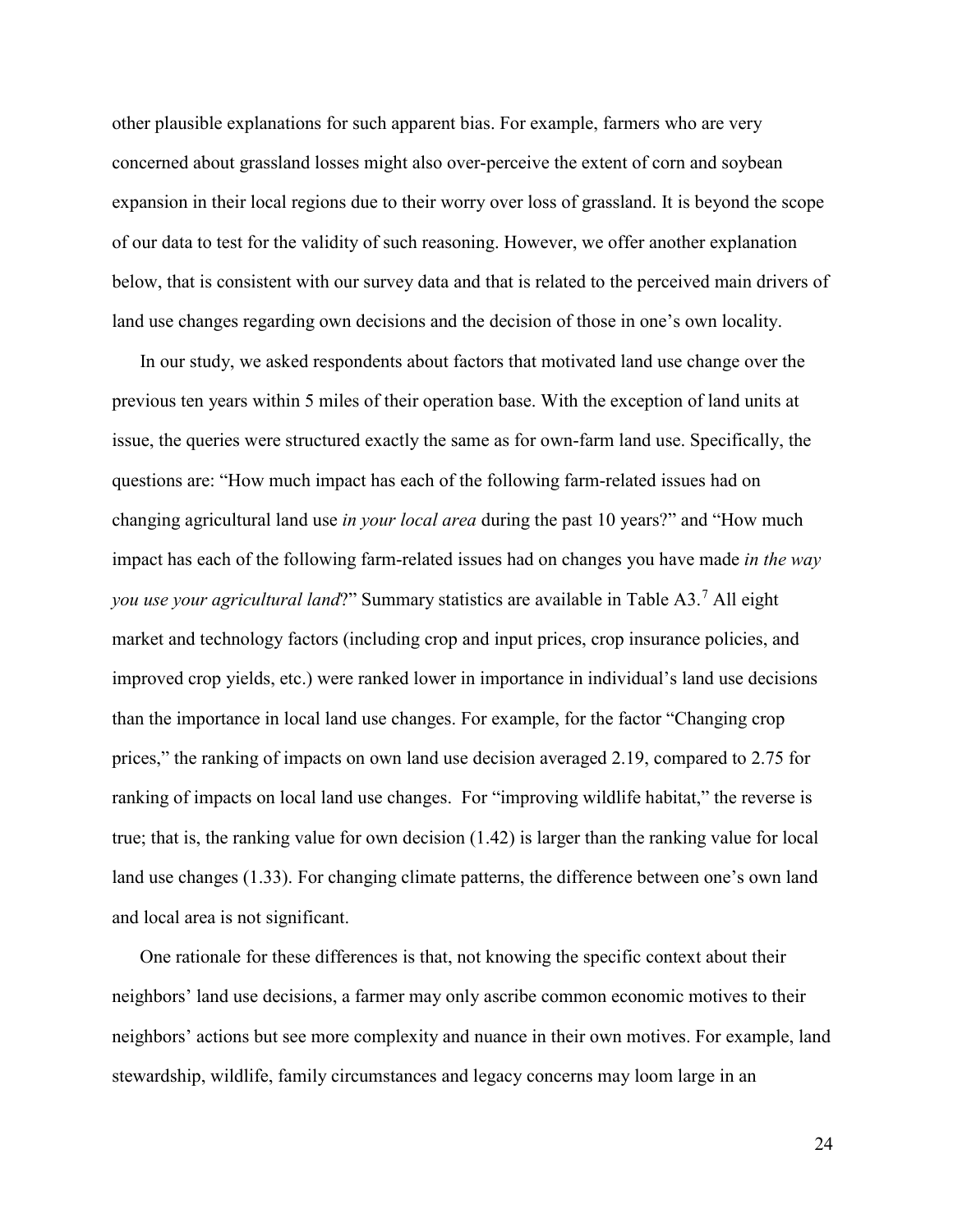other plausible explanations for such apparent bias. For example, farmers who are very concerned about grassland losses might also over-perceive the extent of corn and soybean expansion in their local regions due to their worry over loss of grassland. It is beyond the scope of our data to test for the validity of such reasoning. However, we offer another explanation below, that is consistent with our survey data and that is related to the perceived main drivers of land use changes regarding own decisions and the decision of those in one's own locality.

In our study, we asked respondents about factors that motivated land use change over the previous ten years within 5 miles of their operation base. With the exception of land units at issue, the queries were structured exactly the same as for own-farm land use. Specifically, the questions are: "How much impact has each of the following farm-related issues had on changing agricultural land use *in your local area* during the past 10 years?" and "How much impact has each of the following farm-related issues had on changes you have made *in the way you use your agricultural land*?" Summary statistics are available in Table A3.[7] All eight market and technology factors (including crop and input prices, crop insurance policies, and improved crop yields, etc.) were ranked lower in importance in individual's land use decisions than the importance in local land use changes. For example, for the factor "Changing crop prices," the ranking of impacts on own land use decision averaged 2.19, compared to 2.75 for ranking of impacts on local land use changes. For "improving wildlife habitat," the reverse is true; that is, the ranking value for own decision (1.42) is larger than the ranking value for local land use changes (1.33). For changing climate patterns, the difference between one's own land and local area is not significant.

One rationale for these differences is that, not knowing the specific context about their neighbors' land use decisions, a farmer may only ascribe common economic motives to their neighbors' actions but see more complexity and nuance in their own motives. For example, land stewardship, wildlife, family circumstances and legacy concerns may loom large in an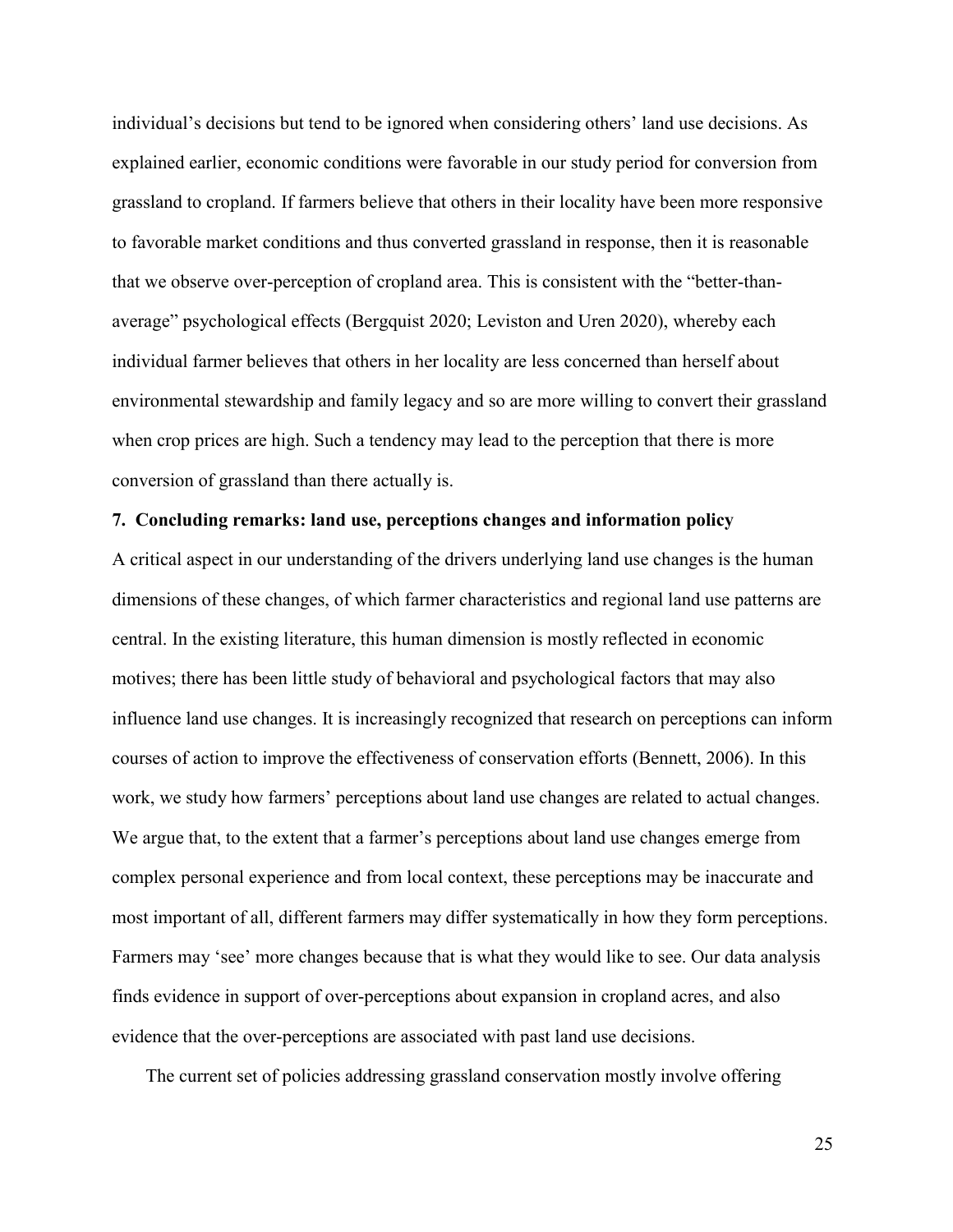individual's decisions but tend to be ignored when considering others' land use decisions. As explained earlier, economic conditions were favorable in our study period for conversion from grassland to cropland. If farmers believe that others in their locality have been more responsive to favorable market conditions and thus converted grassland in response, then it is reasonable that we observe over-perception of cropland area. This is consistent with the "better-than-average" psychological effects (Bergquist 2020; Leviston and Uren 2020), whereby each individual farmer believes that others in her locality are less concerned than herself about environmental stewardship and family legacy and so are more willing to convert their grassland when crop prices are high. Such a tendency may lead to the perception that there is more conversion of grassland than there actually is.

## 7. Concluding remarks: land use, perceptions changes and information policy

A critical aspect in our understanding of the drivers underlying land use changes is the human dimensions of these changes, of which farmer characteristics and regional land use patterns are central. In the existing literature, this human dimension is mostly reflected in economic motives; there has been little study of behavioral and psychological factors that may also influence land use changes. It is increasingly recognized that research on perceptions can inform courses of action to improve the effectiveness of conservation efforts (Bennett, 2006). In this work, we study how farmers' perceptions about land use changes are related to actual changes. We argue that, to the extent that a farmer's perceptions about land use changes emerge from complex personal experience and from local context, these perceptions may be inaccurate and most important of all, different farmers may differ systematically in how they form perceptions. Farmers may 'see' more changes because that is what they would like to see. Our data analysis finds evidence in support of over-perceptions about expansion in cropland acres, and also evidence that the over-perceptions are associated with past land use decisions.

The current set of policies addressing grassland conservation mostly involve offering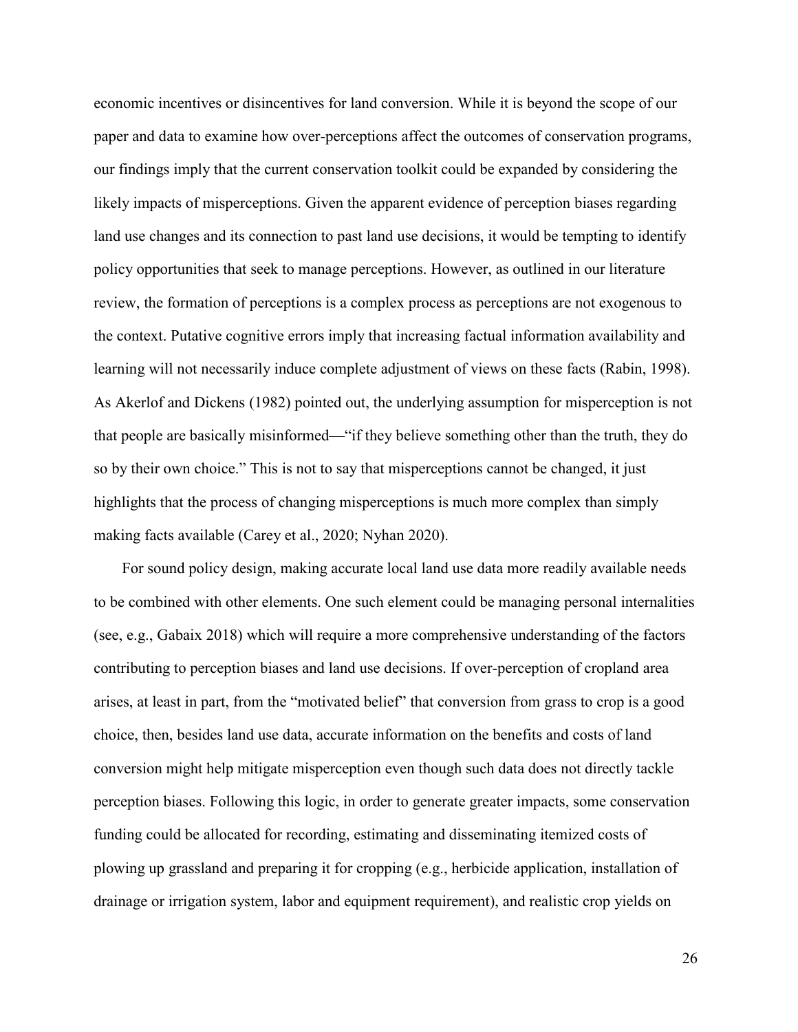economic incentives or disincentives for land conversion. While it is beyond the scope of our paper and data to examine how over-perceptions affect the outcomes of conservation programs, our findings imply that the current conservation toolkit could be expanded by considering the likely impacts of misperceptions. Given the apparent evidence of perception biases regarding land use changes and its connection to past land use decisions, it would be tempting to identify policy opportunities that seek to manage perceptions. However, as outlined in our literature review, the formation of perceptions is a complex process as perceptions are not exogenous to the context. Putative cognitive errors imply that increasing factual information availability and learning will not necessarily induce complete adjustment of views on these facts (Rabin, 1998). As Akerlof and Dickens (1982) pointed out, the underlying assumption for misperception is not that people are basically misinformed—"if they believe something other than the truth, they do so by their own choice." This is not to say that misperceptions cannot be changed, it just highlights that the process of changing misperceptions is much more complex than simply making facts available (Carey et al., 2020; Nyhan 2020).

For sound policy design, making accurate local land use data more readily available needs to be combined with other elements. One such element could be managing personal internalities (see, e.g., Gabaix 2018) which will require a more comprehensive understanding of the factors contributing to perception biases and land use decisions. If over-perception of cropland area arises, at least in part, from the "motivated belief" that conversion from grass to crop is a good choice, then, besides land use data, accurate information on the benefits and costs of land conversion might help mitigate misperception even though such data does not directly tackle perception biases. Following this logic, in order to generate greater impacts, some conservation funding could be allocated for recording, estimating and disseminating itemized costs of plowing up grassland and preparing it for cropping (e.g., herbicide application, installation of drainage or irrigation system, labor and equipment requirement), and realistic crop yields on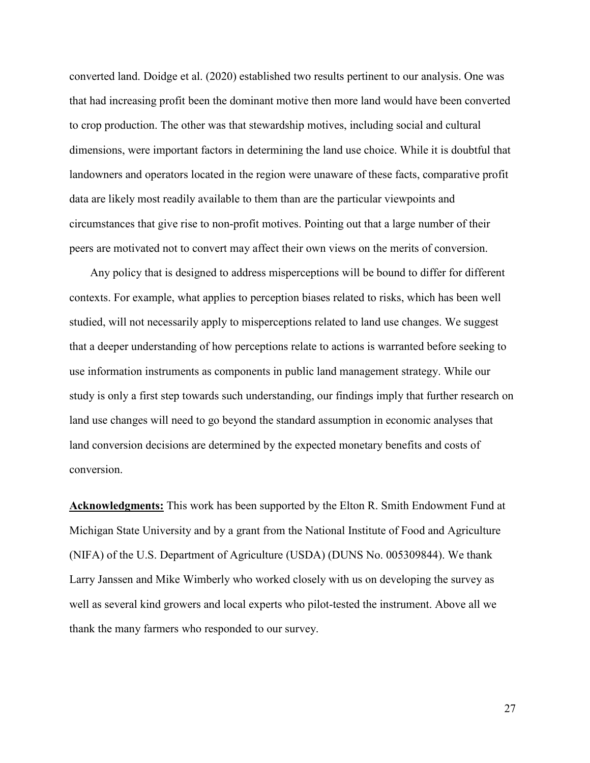converted land. Doidge et al. (2020) established two results pertinent to our analysis. One was that had increasing profit been the dominant motive then more land would have been converted to crop production. The other was that stewardship motives, including social and cultural dimensions, were important factors in determining the land use choice. While it is doubtful that landowners and operators located in the region were unaware of these facts, comparative profit data are likely most readily available to them than are the particular viewpoints and circumstances that give rise to non-profit motives. Pointing out that a large number of their peers are motivated not to convert may affect their own views on the merits of conversion.

Any policy that is designed to address misperceptions will be bound to differ for different contexts. For example, what applies to perception biases related to risks, which has been well studied, will not necessarily apply to misperceptions related to land use changes. We suggest that a deeper understanding of how perceptions relate to actions is warranted before seeking to use information instruments as components in public land management strategy. While our study is only a first step towards such understanding, our findings imply that further research on land use changes will need to go beyond the standard assumption in economic analyses that land conversion decisions are determined by the expected monetary benefits and costs of conversion.

**Acknowledgments:** This work has been supported by the Elton R. Smith Endowment Fund at Michigan State University and by a grant from the National Institute of Food and Agriculture (NIFA) of the U.S. Department of Agriculture (USDA) (DUNS No. 005309844). We thank Larry Janssen and Mike Wimberly who worked closely with us on developing the survey as well as several kind growers and local experts who pilot-tested the instrument. Above all we thank the many farmers who responded to our survey.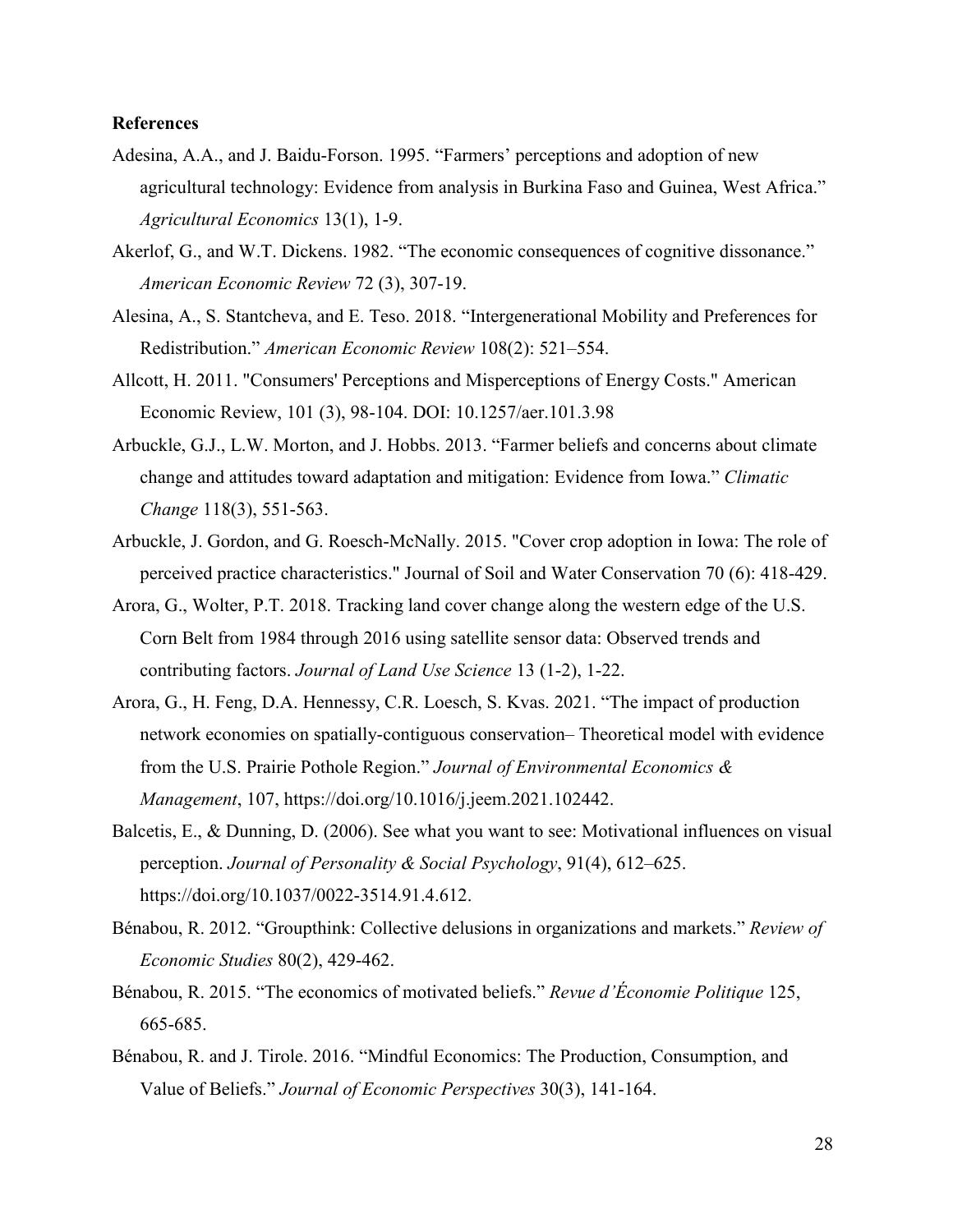**References**

Adesina, A.A., and J. Baidu-Forson. 1995. "Farmers' perceptions and adoption of new agricultural technology: Evidence from analysis in Burkina Faso and Guinea, West Africa." *Agricultural Economics* 13(1), 1-9.

Akerlof, G., and W.T. Dickens. 1982. "The economic consequences of cognitive dissonance." *American Economic Review* 72 (3), 307-19.

Alesina, A., S. Stantcheva, and E. Teso. 2018. "Intergenerational Mobility and Preferences for Redistribution." *American Economic Review* 108(2): 521–554.

Allcott, H. 2011. "Consumers' Perceptions and Misperceptions of Energy Costs." American Economic Review, 101 (3), 98-104. DOI: 10.1257/aer.101.3.98

Arbuckle, G.J., L.W. Morton, and J. Hobbs. 2013. "Farmer beliefs and concerns about climate change and attitudes toward adaptation and mitigation: Evidence from Iowa." *Climatic Change* 118(3), 551-563.

Arbuckle, J. Gordon, and G. Roesch-McNally. 2015. "Cover crop adoption in Iowa: The role of perceived practice characteristics." Journal of Soil and Water Conservation 70 (6): 418-429.

Arora, G., Wolter, P.T. 2018. Tracking land cover change along the western edge of the U.S. Corn Belt from 1984 through 2016 using satellite sensor data: Observed trends and contributing factors. *Journal of Land Use Science* 13 (1-2), 1-22.

Arora, G., H. Feng, D.A. Hennessy, C.R. Loesch, S. Kvas. 2021. "The impact of production network economies on spatially-contiguous conservation– Theoretical model with evidence from the U.S. Prairie Pothole Region." *Journal of Environmental Economics & Management*, 107, https://doi.org/10.1016/j.jeem.2021.102442.

Balcetis, E., & Dunning, D. (2006). See what you want to see: Motivational influences on visual perception. *Journal of Personality & Social Psychology*, 91(4), 612–625. https://doi.org/10.1037/0022-3514.91.4.612.

Bénabou, R. 2012. "Groupthink: Collective delusions in organizations and markets." *Review of Economic Studies* 80(2), 429-462.

Bénabou, R. 2015. "The economics of motivated beliefs." *Revue d'Économie Politique* 125, 665-685.

Bénabou, R. and J. Tirole. 2016. "Mindful Economics: The Production, Consumption, and Value of Beliefs." *Journal of Economic Perspectives* 30(3), 141-164.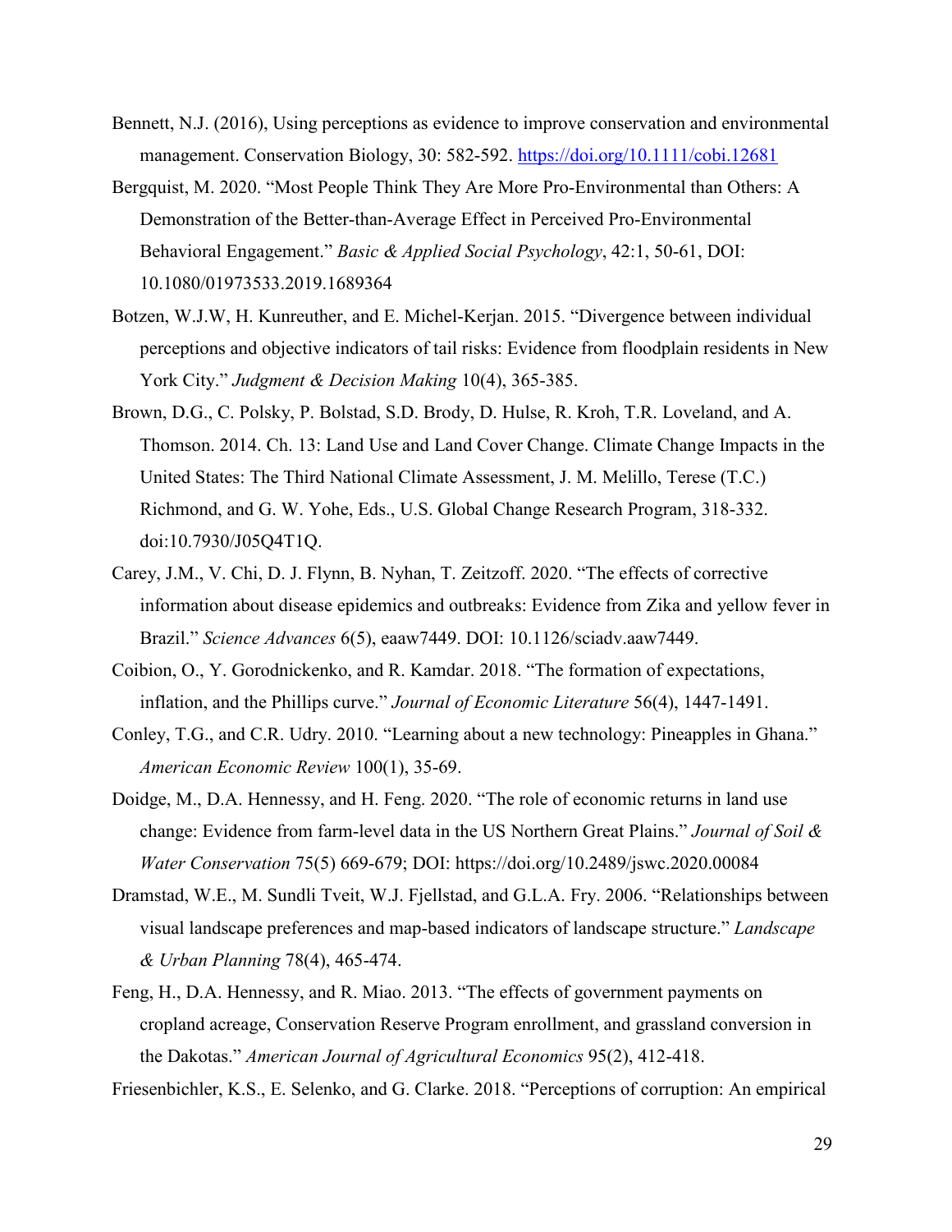Bennett, N.J. (2016), Using perceptions as evidence to improve conservation and environmental management. Conservation Biology, 30: 582-592. https://doi.org/10.1111/cobi.12681

Bergquist, M. 2020. "Most People Think They Are More Pro-Environmental than Others: A Demonstration of the Better-than-Average Effect in Perceived Pro-Environmental Behavioral Engagement." *Basic & Applied Social Psychology*, 42:1, 50-61, DOI: 10.1080/01973533.2019.1689364

Botzen, W.J.W, H. Kunreuther, and E. Michel-Kerjan. 2015. "Divergence between individual perceptions and objective indicators of tail risks: Evidence from floodplain residents in New York City." *Judgment & Decision Making* 10(4), 365-385.

Brown, D.G., C. Polsky, P. Bolstad, S.D. Brody, D. Hulse, R. Kroh, T.R. Loveland, and A. Thomson. 2014. Ch. 13: Land Use and Land Cover Change. Climate Change Impacts in the United States: The Third National Climate Assessment, J. M. Melillo, Terese (T.C.) Richmond, and G. W. Yohe, Eds., U.S. Global Change Research Program, 318-332. doi:10.7930/J05Q4T1Q.

Carey, J.M., V. Chi, D. J. Flynn, B. Nyhan, T. Zeitzoff. 2020. "The effects of corrective information about disease epidemics and outbreaks: Evidence from Zika and yellow fever in Brazil." *Science Advances* 6(5), eaaw7449. DOI: 10.1126/sciadv.aaw7449.

Coibion, O., Y. Gorodnickenko, and R. Kamdar. 2018. "The formation of expectations, inflation, and the Phillips curve." *Journal of Economic Literature* 56(4), 1447-1491.

Conley, T.G., and C.R. Udry. 2010. "Learning about a new technology: Pineapples in Ghana." *American Economic Review* 100(1), 35-69.

Doidge, M., D.A. Hennessy, and H. Feng. 2020. "The role of economic returns in land use change: Evidence from farm-level data in the US Northern Great Plains." *Journal of Soil & Water Conservation* 75(5) 669-679; DOI: https://doi.org/10.2489/jswc.2020.00084

Dramstad, W.E., M. Sundli Tveit, W.J. Fjellstad, and G.L.A. Fry. 2006. "Relationships between visual landscape preferences and map-based indicators of landscape structure." *Landscape & Urban Planning* 78(4), 465-474.

Feng, H., D.A. Hennessy, and R. Miao. 2013. "The effects of government payments on cropland acreage, Conservation Reserve Program enrollment, and grassland conversion in the Dakotas." *American Journal of Agricultural Economics* 95(2), 412-418.

Friesenbichler, K.S., E. Selenko, and G. Clarke. 2018. "Perceptions of corruption: An empirical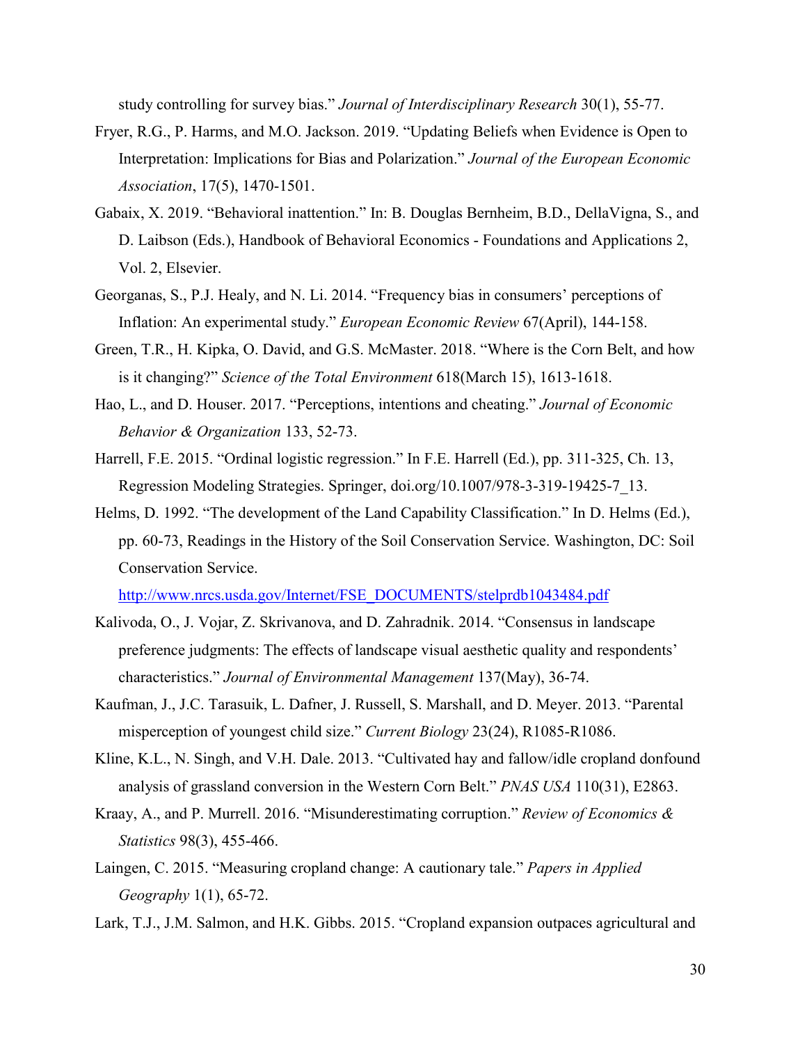study controlling for survey bias." *Journal of Interdisciplinary Research* 30(1), 55-77.

Fryer, R.G., P. Harms, and M.O. Jackson. 2019. "Updating Beliefs when Evidence is Open to Interpretation: Implications for Bias and Polarization." *Journal of the European Economic Association*, 17(5), 1470-1501.

Gabaix, X. 2019. "Behavioral inattention." In: B. Douglas Bernheim, B.D., DellaVigna, S., and D. Laibson (Eds.), Handbook of Behavioral Economics - Foundations and Applications 2, Vol. 2, Elsevier.

Georganas, S., P.J. Healy, and N. Li. 2014. "Frequency bias in consumers' perceptions of Inflation: An experimental study." *European Economic Review* 67(April), 144-158.

Green, T.R., H. Kipka, O. David, and G.S. McMaster. 2018. "Where is the Corn Belt, and how is it changing?" *Science of the Total Environment* 618(March 15), 1613-1618.

Hao, L., and D. Houser. 2017. "Perceptions, intentions and cheating." *Journal of Economic Behavior & Organization* 133, 52-73.

Harrell, F.E. 2015. "Ordinal logistic regression." In F.E. Harrell (Ed.), pp. 311-325, Ch. 13, Regression Modeling Strategies. Springer, doi.org/10.1007/978-3-319-19425-7_13.

Helms, D. 1992. "The development of the Land Capability Classification." In D. Helms (Ed.), pp. 60-73, Readings in the History of the Soil Conservation Service. Washington, DC: Soil Conservation Service. http://www.nrcs.usda.gov/Internet/FSE_DOCUMENTS/stelprdb1043484.pdf

Kalivoda, O., J. Vojar, Z. Skrivanova, and D. Zahradnik. 2014. "Consensus in landscape preference judgments: The effects of landscape visual aesthetic quality and respondents' characteristics." *Journal of Environmental Management* 137(May), 36-74.

Kaufman, J., J.C. Tarasuik, L. Dafner, J. Russell, S. Marshall, and D. Meyer. 2013. "Parental misperception of youngest child size." *Current Biology* 23(24), R1085-R1086.

Kline, K.L., N. Singh, and V.H. Dale. 2013. "Cultivated hay and fallow/idle cropland donfound analysis of grassland conversion in the Western Corn Belt." *PNAS USA* 110(31), E2863.

Kraay, A., and P. Murrell. 2016. "Misunderestimating corruption." *Review of Economics & Statistics* 98(3), 455-466.

Laingen, C. 2015. "Measuring cropland change: A cautionary tale." *Papers in Applied Geography* 1(1), 65-72.

Lark, T.J., J.M. Salmon, and H.K. Gibbs. 2015. "Cropland expansion outpaces agricultural and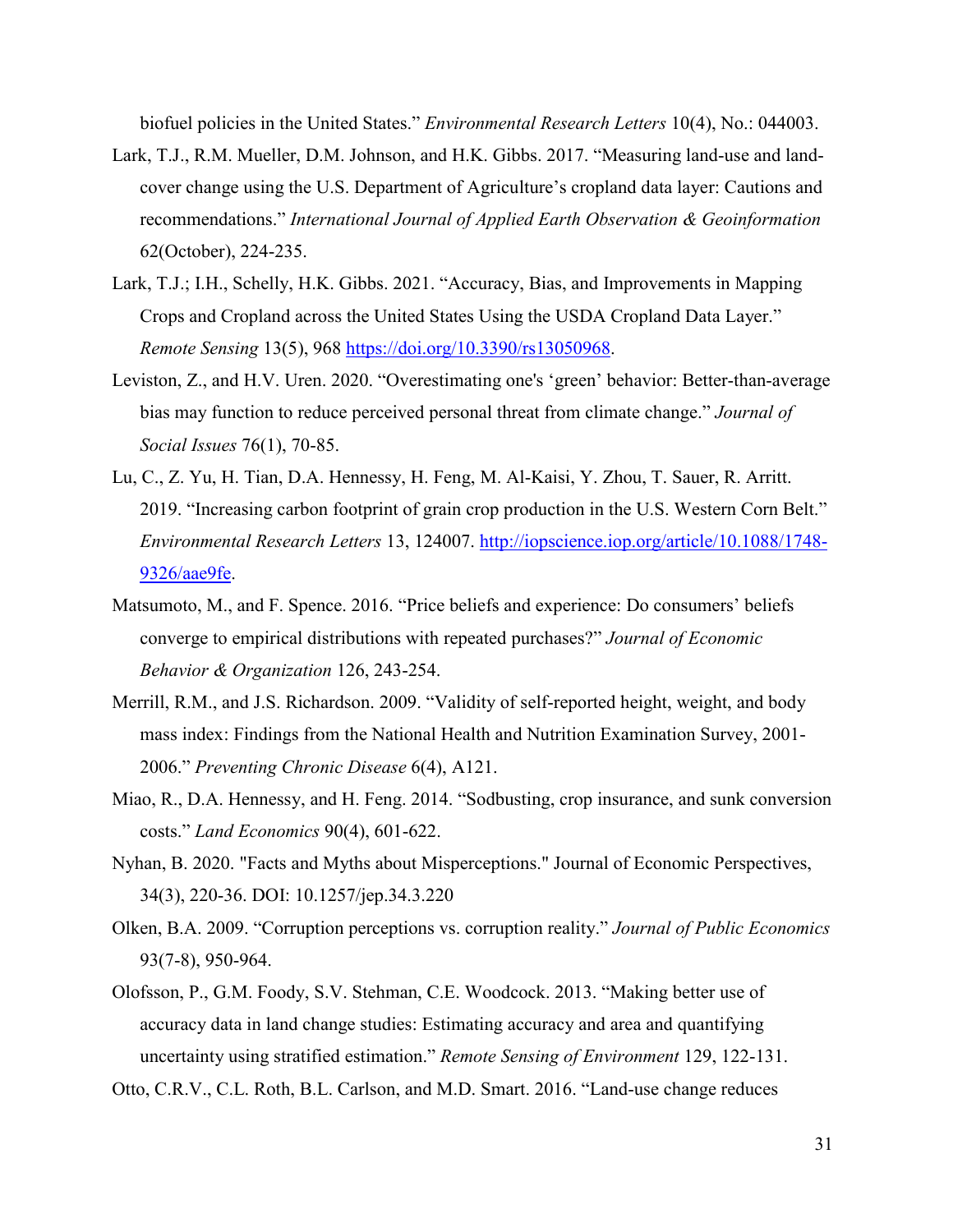biofuel policies in the United States." *Environmental Research Letters* 10(4), No.: 044003.

Lark, T.J., R.M. Mueller, D.M. Johnson, and H.K. Gibbs. 2017. "Measuring land-use and land-cover change using the U.S. Department of Agriculture's cropland data layer: Cautions and recommendations." *International Journal of Applied Earth Observation & Geoinformation* 62(October), 224-235.

Lark, T.J.; I.H., Schelly, H.K. Gibbs. 2021. "Accuracy, Bias, and Improvements in Mapping Crops and Cropland across the United States Using the USDA Cropland Data Layer." *Remote Sensing* 13(5), 968 https://doi.org/10.3390/rs13050968.

Leviston, Z., and H.V. Uren. 2020. "Overestimating one's 'green' behavior: Better-than-average bias may function to reduce perceived personal threat from climate change." *Journal of Social Issues* 76(1), 70-85.

Lu, C., Z. Yu, H. Tian, D.A. Hennessy, H. Feng, M. Al-Kaisi, Y. Zhou, T. Sauer, R. Arritt. 2019. "Increasing carbon footprint of grain crop production in the U.S. Western Corn Belt." *Environmental Research Letters* 13, 124007. http://iopscience.iop.org/article/10.1088/1748-9326/aae9fe.

Matsumoto, M., and F. Spence. 2016. "Price beliefs and experience: Do consumers' beliefs converge to empirical distributions with repeated purchases?" *Journal of Economic Behavior & Organization* 126, 243-254.

Merrill, R.M., and J.S. Richardson. 2009. "Validity of self-reported height, weight, and body mass index: Findings from the National Health and Nutrition Examination Survey, 2001-2006." *Preventing Chronic Disease* 6(4), A121.

Miao, R., D.A. Hennessy, and H. Feng. 2014. "Sodbusting, crop insurance, and sunk conversion costs." *Land Economics* 90(4), 601-622.

Nyhan, B. 2020. "Facts and Myths about Misperceptions." Journal of Economic Perspectives, 34(3), 220-36. DOI: 10.1257/jep.34.3.220

Olken, B.A. 2009. "Corruption perceptions vs. corruption reality." *Journal of Public Economics* 93(7-8), 950-964.

Olofsson, P., G.M. Foody, S.V. Stehman, C.E. Woodcock. 2013. "Making better use of accuracy data in land change studies: Estimating accuracy and area and quantifying uncertainty using stratified estimation." *Remote Sensing of Environment* 129, 122-131.

Otto, C.R.V., C.L. Roth, B.L. Carlson, and M.D. Smart. 2016. "Land-use change reduces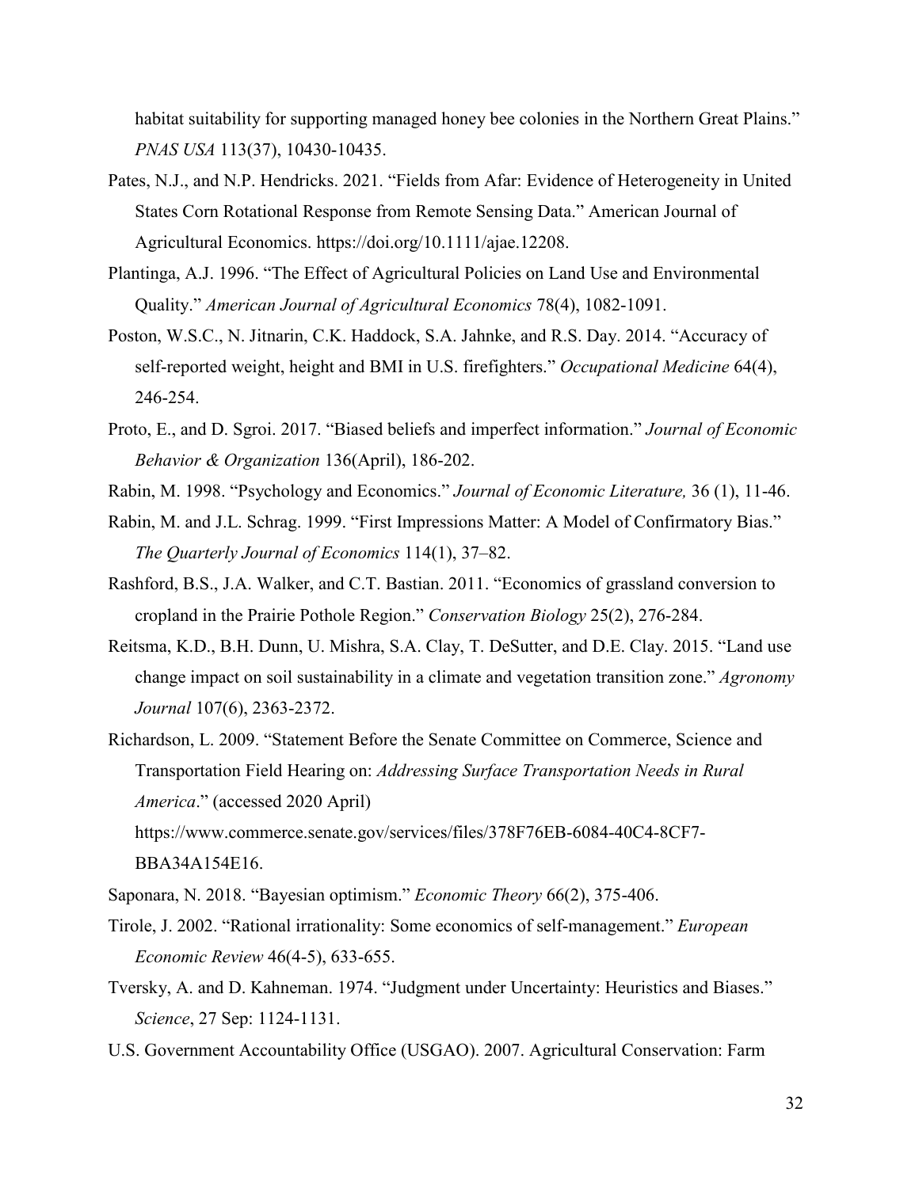habitat suitability for supporting managed honey bee colonies in the Northern Great Plains." *PNAS USA* 113(37), 10430-10435.

Pates, N.J., and N.P. Hendricks. 2021. "Fields from Afar: Evidence of Heterogeneity in United States Corn Rotational Response from Remote Sensing Data." American Journal of Agricultural Economics. https://doi.org/10.1111/ajae.12208.

Plantinga, A.J. 1996. "The Effect of Agricultural Policies on Land Use and Environmental Quality." *American Journal of Agricultural Economics* 78(4), 1082-1091.

Poston, W.S.C., N. Jitnarin, C.K. Haddock, S.A. Jahnke, and R.S. Day. 2014. "Accuracy of self-reported weight, height and BMI in U.S. firefighters." *Occupational Medicine* 64(4), 246-254.

Proto, E., and D. Sgroi. 2017. "Biased beliefs and imperfect information." *Journal of Economic Behavior & Organization* 136(April), 186-202.

Rabin, M. 1998. "Psychology and Economics." *Journal of Economic Literature,* 36 (1), 11-46.

Rabin, M. and J.L. Schrag. 1999. "First Impressions Matter: A Model of Confirmatory Bias." *The Quarterly Journal of Economics* 114(1), 37–82.

Rashford, B.S., J.A. Walker, and C.T. Bastian. 2011. "Economics of grassland conversion to cropland in the Prairie Pothole Region." *Conservation Biology* 25(2), 276-284.

Reitsma, K.D., B.H. Dunn, U. Mishra, S.A. Clay, T. DeSutter, and D.E. Clay. 2015. "Land use change impact on soil sustainability in a climate and vegetation transition zone." *Agronomy Journal* 107(6), 2363-2372.

Richardson, L. 2009. "Statement Before the Senate Committee on Commerce, Science and Transportation Field Hearing on: *Addressing Surface Transportation Needs in Rural America*." (accessed 2020 April) https://www.commerce.senate.gov/services/files/378F76EB-6084-40C4-8CF7-BBA34A154E16.

Saponara, N. 2018. "Bayesian optimism." *Economic Theory* 66(2), 375-406.

Tirole, J. 2002. "Rational irrationality: Some economics of self-management." *European Economic Review* 46(4-5), 633-655.

Tversky, A. and D. Kahneman. 1974. "Judgment under Uncertainty: Heuristics and Biases." *Science*, 27 Sep: 1124-1131.

U.S. Government Accountability Office (USGAO). 2007. Agricultural Conservation: Farm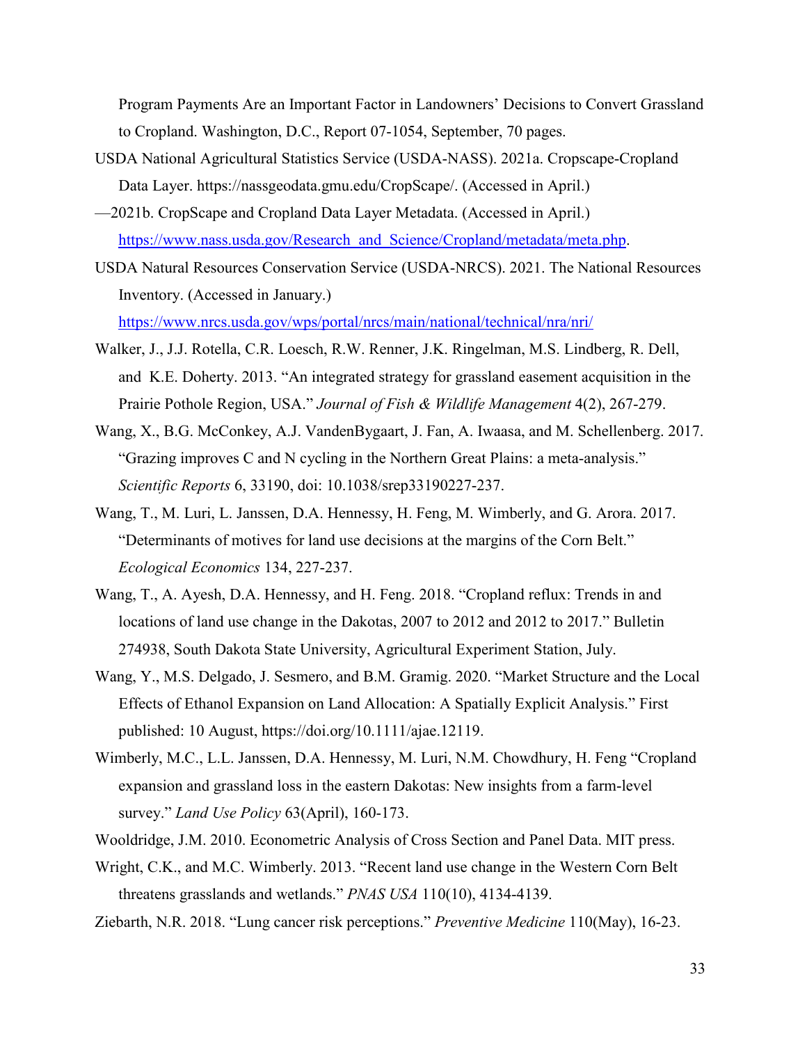Program Payments Are an Important Factor in Landowners' Decisions to Convert Grassland to Cropland. Washington, D.C., Report 07-1054, September, 70 pages.

USDA National Agricultural Statistics Service (USDA-NASS). 2021a. Cropscape-Cropland Data Layer. https://nassgeodata.gmu.edu/CropScape/. (Accessed in April.)

—2021b. CropScape and Cropland Data Layer Metadata. (Accessed in April.) https://www.nass.usda.gov/Research_and_Science/Cropland/metadata/meta.php.

USDA Natural Resources Conservation Service (USDA-NRCS). 2021. The National Resources Inventory. (Accessed in January.) https://www.nrcs.usda.gov/wps/portal/nrcs/main/national/technical/nra/nri/

Walker, J., J.J. Rotella, C.R. Loesch, R.W. Renner, J.K. Ringelman, M.S. Lindberg, R. Dell, and K.E. Doherty. 2013. "An integrated strategy for grassland easement acquisition in the Prairie Pothole Region, USA." *Journal of Fish & Wildlife Management* 4(2), 267-279.

Wang, X., B.G. McConkey, A.J. VandenBygaart, J. Fan, A. Iwaasa, and M. Schellenberg. 2017. "Grazing improves C and N cycling in the Northern Great Plains: a meta-analysis." *Scientific Reports* 6, 33190, doi: 10.1038/srep33190227-237.

Wang, T., M. Luri, L. Janssen, D.A. Hennessy, H. Feng, M. Wimberly, and G. Arora. 2017. "Determinants of motives for land use decisions at the margins of the Corn Belt." *Ecological Economics* 134, 227-237.

Wang, T., A. Ayesh, D.A. Hennessy, and H. Feng. 2018. "Cropland reflux: Trends in and locations of land use change in the Dakotas, 2007 to 2012 and 2012 to 2017." Bulletin 274938, South Dakota State University, Agricultural Experiment Station, July.

Wang, Y., M.S. Delgado, J. Sesmero, and B.M. Gramig. 2020. "Market Structure and the Local Effects of Ethanol Expansion on Land Allocation: A Spatially Explicit Analysis." First published: 10 August, https://doi.org/10.1111/ajae.12119.

Wimberly, M.C., L.L. Janssen, D.A. Hennessy, M. Luri, N.M. Chowdhury, H. Feng "Cropland expansion and grassland loss in the eastern Dakotas: New insights from a farm-level survey." *Land Use Policy* 63(April), 160-173.

Wooldridge, J.M. 2010. Econometric Analysis of Cross Section and Panel Data. MIT press.

Wright, C.K., and M.C. Wimberly. 2013. "Recent land use change in the Western Corn Belt threatens grasslands and wetlands." *PNAS USA* 110(10), 4134-4139.

Ziebarth, N.R. 2018. "Lung cancer risk perceptions." *Preventive Medicine* 110(May), 16-23.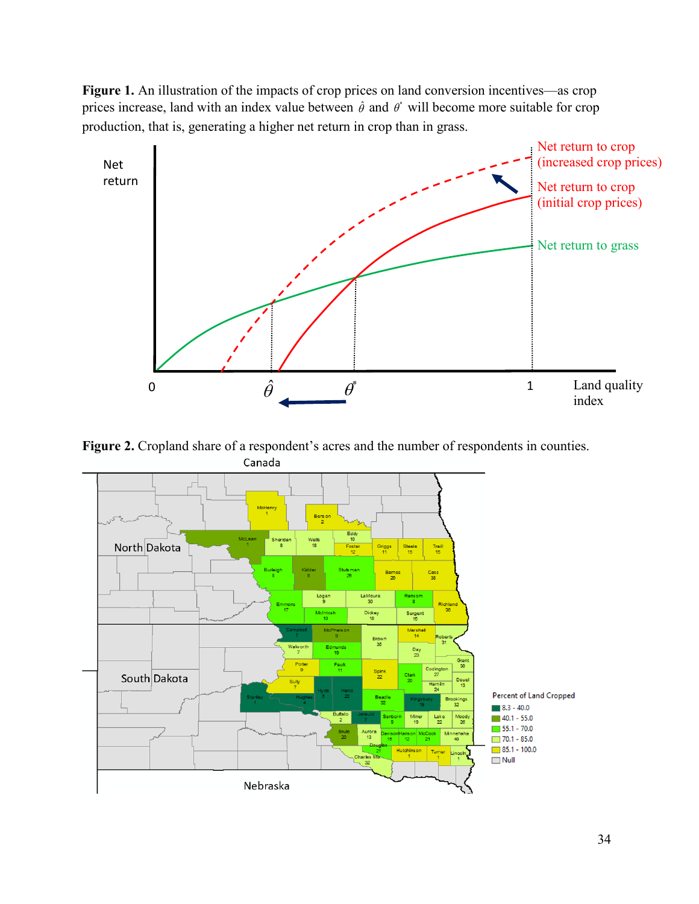**Figure 1.** An illustration of the impacts of crop prices on land conversion incentives—as crop prices increase, land with an index value between $\hat{\theta}$ and $\theta^*$ will become more suitable for crop production, that is, generating a higher net return in crop than in grass.

**Figure 2.** Cropland share of a respondent's acres and the number of respondents in counties.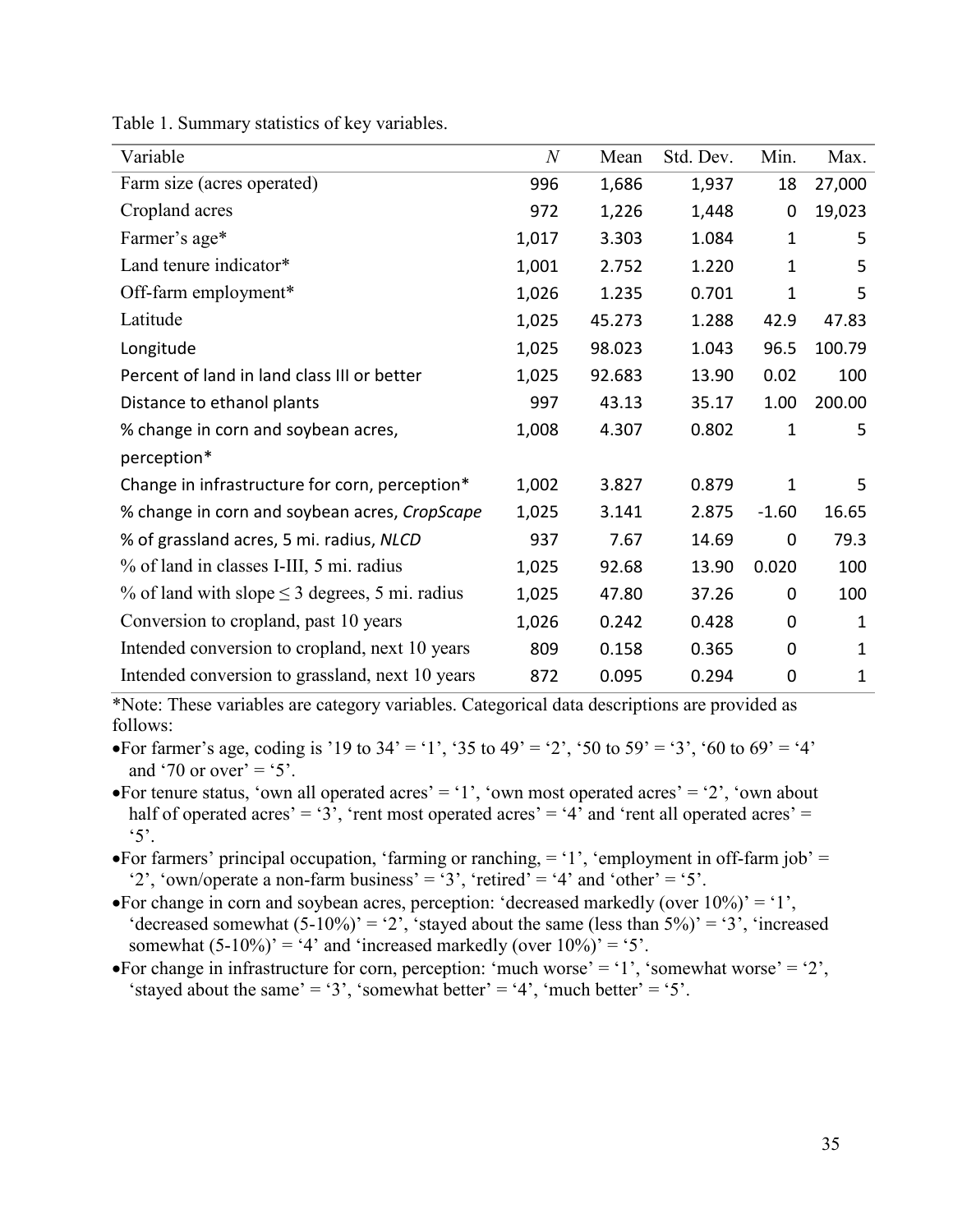Table 1. Summary statistics of key variables.

| Variable | $N$ | Mean | Std. Dev. | Min. | Max. |
|---|---|---|---|---|---|
| Farm size (acres operated) | 996 | 1,686 | 1,937 | 18 | 27,000 |
| Cropland acres | 972 | 1,226 | 1,448 | 0 | 19,023 |
| Farmer's age* | 1,017 | 3.303 | 1.084 | 1 | 5 |
| Land tenure indicator* | 1,001 | 2.752 | 1.220 | 1 | 5 |
| Off-farm employment* | 1,026 | 1.235 | 0.701 | 1 | 5 |
| Latitude | 1,025 | 45.273 | 1.288 | 42.9 | 47.83 |
| Longitude | 1,025 | 98.023 | 1.043 | 96.5 | 100.79 |
| Percent of land in land class III or better | 1,025 | 92.683 | 13.90 | 0.02 | 100 |
| Distance to ethanol plants | 997 | 43.13 | 35.17 | 1.00 | 200.00 |
| % change in corn and soybean acres, perception* | 1,008 | 4.307 | 0.802 | 1 | 5 |
| Change in infrastructure for corn, perception* | 1,002 | 3.827 | 0.879 | 1 | 5 |
| % change in corn and soybean acres, *CropScape* | 1,025 | 3.141 | 2.875 | -1.60 | 16.65 |
| % of grassland acres, 5 mi. radius, *NLCD* | 937 | 7.67 | 14.69 | 0 | 79.3 |
| % of land in classes I-III, 5 mi. radius | 1,025 | 92.68 | 13.90 | 0.020 | 100 |
| % of land with slope ≤ 3 degrees, 5 mi. radius | 1,025 | 47.80 | 37.26 | 0 | 100 |
| Conversion to cropland, past 10 years | 1,026 | 0.242 | 0.428 | 0 | 1 |
| Intended conversion to cropland, next 10 years | 809 | 0.158 | 0.365 | 0 | 1 |
| Intended conversion to grassland, next 10 years | 872 | 0.095 | 0.294 | 0 | 1 |

*Note: These variables are category variables. Categorical data descriptions are provided as follows:

- For farmer's age, coding is '19 to 34' = '1', '35 to 49' = '2', '50 to 59' = '3', '60 to 69' = '4' and '70 or over' = '5'.
- For tenure status, 'own all operated acres' = '1', 'own most operated acres' = '2', 'own about half of operated acres' = '3', 'rent most operated acres' = '4' and 'rent all operated acres' = '5'.
- For farmers' principal occupation, 'farming or ranching, = '1', 'employment in off-farm job' = '2', 'own/operate a non-farm business' = '3', 'retired' = '4' and 'other' = '5'.
- For change in corn and soybean acres, perception: 'decreased markedly (over 10%)' = '1', 'decreased somewhat (5-10%)' = '2', 'stayed about the same (less than 5%)' = '3', 'increased somewhat (5-10%)' = '4' and 'increased markedly (over 10%)' = '5'.
- For change in infrastructure for corn, perception: 'much worse' = '1', 'somewhat worse' = '2', 'stayed about the same' = '3', 'somewhat better' = '4', 'much better' = '5'.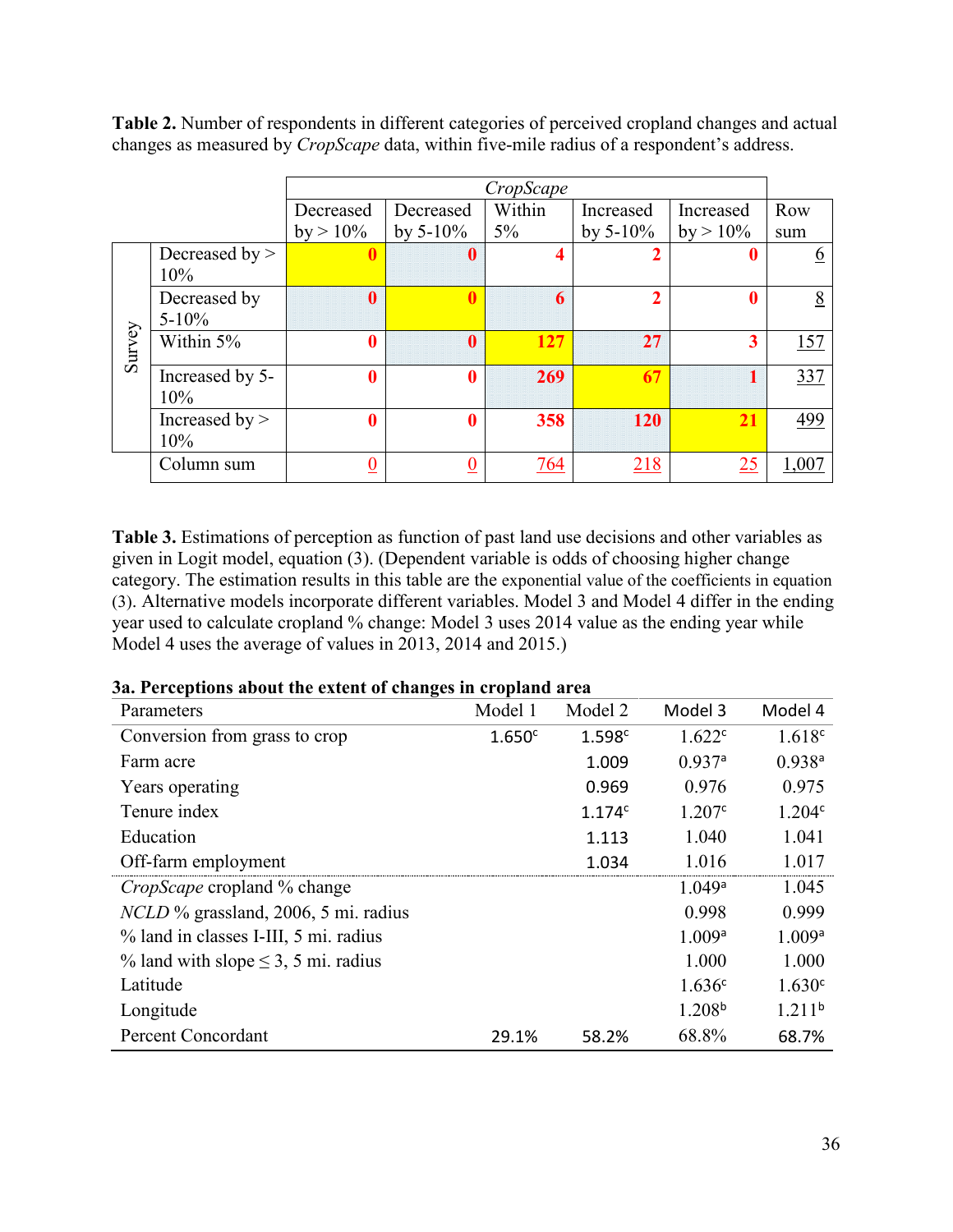**Table 2.** Number of respondents in different categories of perceived cropland changes and actual changes as measured by *CropScape* data, within five-mile radius of a respondent's address.

| | | *CropScape* | | | | | |
|---|---|---|---|---|---|---|---|
| | | Decreased by > 10% | Decreased by 5-10% | Within 5% | Increased by 5-10% | Increased by > 10% | Row sum |
| Survey | Decreased by > 10% | 0 | 0 | 4 | 2 | 0 | 6 |
| | Decreased by 5-10% | 0 | 0 | 6 | 2 | 0 | 8 |
| | Within 5% | 0 | 0 | 127 | 27 | 3 | 157 |
| | Increased by 5-10% | 0 | 0 | 269 | 67 | 1 | 337 |
| | Increased by > 10% | 0 | 0 | 358 | 120 | 21 | 499 |
| | Column sum | 0 | 0 | 764 | 218 | 25 | 1,007 |

**Table 3.** Estimations of perception as function of past land use decisions and other variables as given in Logit model, equation (3). (Dependent variable is odds of choosing higher change category. The estimation results in this table are the exponential value of the coefficients in equation (3). Alternative models incorporate different variables. Model 3 and Model 4 differ in the ending year used to calculate cropland % change: Model 3 uses 2014 value as the ending year while Model 4 uses the average of values in 2013, 2014 and 2015.)

**3a. Perceptions about the extent of changes in cropland area**

| Parameters | Model 1 | Model 2 | Model 3 | Model 4 |
|---|---|---|---|---|
| Conversion from grass to crop | 1.650[c] | 1.598[c] | 1.622[c] | 1.618[c] |
| Farm acre | | 1.009 | 0.937[a] | 0.938[a] |
| Years operating | | 0.969 | 0.976 | 0.975 |
| Tenure index | | 1.174[c] | 1.207[c] | 1.204[c] |
| Education | | 1.113 | 1.040 | 1.041 |
| Off-farm employment | | 1.034 | 1.016 | 1.017 |
| *CropScape* cropland % change | | | 1.049[a] | 1.045 |
| *NCLD* % grassland, 2006, 5 mi. radius | | | 0.998 | 0.999 |
| % land in classes I-III, 5 mi. radius | | | 1.009[a] | 1.009[a] |
| % land with slope ≤ 3, 5 mi. radius | | | 1.000 | 1.000 |
| Latitude | | | 1.636[c] | 1.630[c] |
| Longitude | | | 1.208[b] | 1.211[b] |
| Percent Concordant | 29.1% | 58.2% | 68.8% | 68.7% |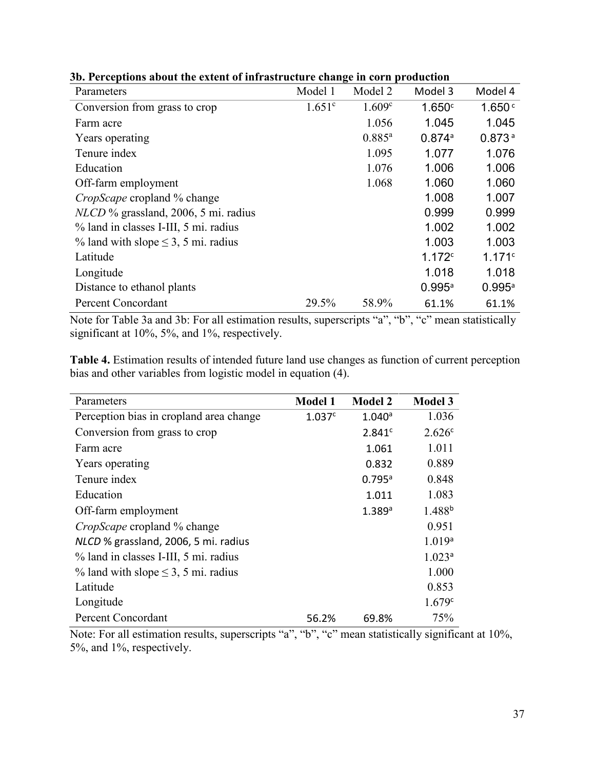**3b. Perceptions about the extent of infrastructure change in corn production**

| Parameters | Model 1 | Model 2 | Model 3 | Model 4 |
|---|---|---|---|---|
| Conversion from grass to crop | $1.651^{c}$ | $1.609^{c}$ | $1.650^{c}$ | $1.650^{c}$ |
| Farm acre | | 1.056 | 1.045 | 1.045 |
| Years operating | | $0.885^{a}$ | $0.874^{a}$ | $0.873^{a}$ |
| Tenure index | | 1.095 | 1.077 | 1.076 |
| Education | | 1.076 | 1.006 | 1.006 |
| Off-farm employment | | 1.068 | 1.060 | 1.060 |
| *CropScape* cropland % change | | | 1.008 | 1.007 |
| *NLCD* % grassland, 2006, 5 mi. radius | | | 0.999 | 0.999 |
| % land in classes I-III, 5 mi. radius | | | 1.002 | 1.002 |
| % land with slope ≤ 3, 5 mi. radius | | | 1.003 | 1.003 |
| Latitude | | | $1.172^{c}$ | $1.171^{c}$ |
| Longitude | | | 1.018 | 1.018 |
| Distance to ethanol plants | | | $0.995^{a}$ | $0.995^{a}$ |
| Percent Concordant | 29.5% | 58.9% | 61.1% | 61.1% |

Note for Table 3a and 3b: For all estimation results, superscripts "a", "b", "c" mean statistically significant at 10%, 5%, and 1%, respectively.

**Table 4.** Estimation results of intended future land use changes as function of current perception bias and other variables from logistic model in equation (4).

| Parameters | **Model 1** | **Model 2** | **Model 3** |
|---|---|---|---|
| Perception bias in cropland area change | $1.037^{c}$ | $1.040^{a}$ | 1.036 |
| Conversion from grass to crop | | $2.841^{c}$ | $2.626^{c}$ |
| Farm acre | | 1.061 | 1.011 |
| Years operating | | 0.832 | 0.889 |
| Tenure index | | $0.795^{a}$ | 0.848 |
| Education | | 1.011 | 1.083 |
| Off-farm employment | | $1.389^{a}$ | $1.488^{b}$ |
| *CropScape* cropland % change | | | 0.951 |
| *NLCD* % grassland, 2006, 5 mi. radius | | | $1.019^{a}$ |
| % land in classes I-III, 5 mi. radius | | | $1.023^{a}$ |
| % land with slope ≤ 3, 5 mi. radius | | | 1.000 |
| Latitude | | | 0.853 |
| Longitude | | | $1.679^{c}$ |
| Percent Concordant | 56.2% | 69.8% | 75% |

Note: For all estimation results, superscripts "a", "b", "c" mean statistically significant at 10%, 5%, and 1%, respectively.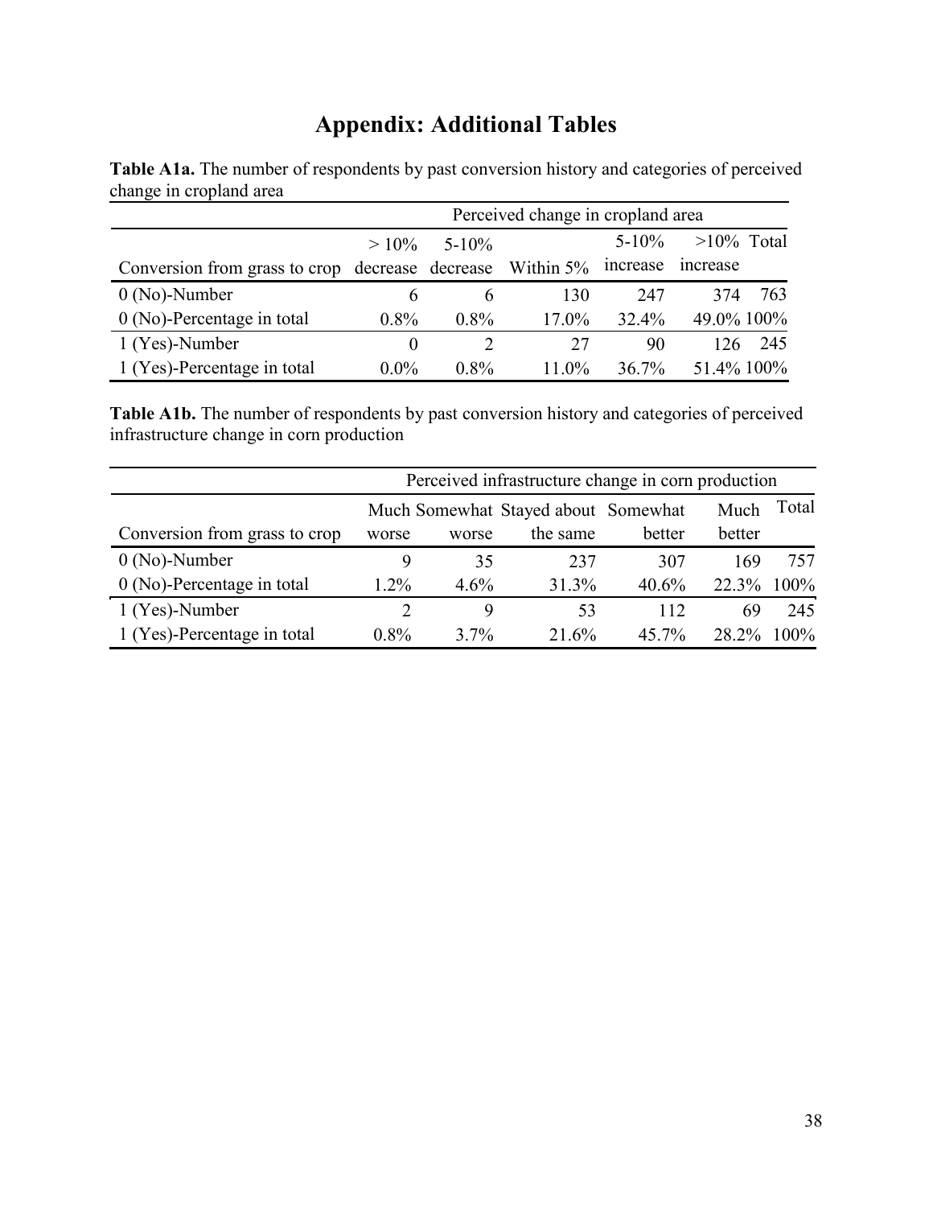# Appendix: Additional Tables

**Table A1a.** The number of respondents by past conversion history and categories of perceived change in cropland area

| | Perceived change in cropland area | | | | | |
|---|---|---|---|---|---|---|
| Conversion from grass to crop | > 10% decrease | 5-10% decrease | Within 5% | 5-10% increase | >10% increase | Total |
| 0 (No)-Number | 6 | 6 | 130 | 247 | 374 | 763 |
| 0 (No)-Percentage in total | 0.8% | 0.8% | 17.0% | 32.4% | 49.0% | 100% |
| 1 (Yes)-Number | 0 | 2 | 27 | 90 | 126 | 245 |
| 1 (Yes)-Percentage in total | 0.0% | 0.8% | 11.0% | 36.7% | 51.4% | 100% |

**Table A1b.** The number of respondents by past conversion history and categories of perceived infrastructure change in corn production

| | Perceived infrastructure change in corn production | | | | | |
|---|---|---|---|---|---|---|
| Conversion from grass to crop | Much worse | Somewhat worse | Stayed about the same | Somewhat better | Much better | Total |
| 0 (No)-Number | 9 | 35 | 237 | 307 | 169 | 757 |
| 0 (No)-Percentage in total | 1.2% | 4.6% | 31.3% | 40.6% | 22.3% | 100% |
| 1 (Yes)-Number | 2 | 9 | 53 | 112 | 69 | 245 |
| 1 (Yes)-Percentage in total | 0.8% | 3.7% | 21.6% | 45.7% | 28.2% | 100% |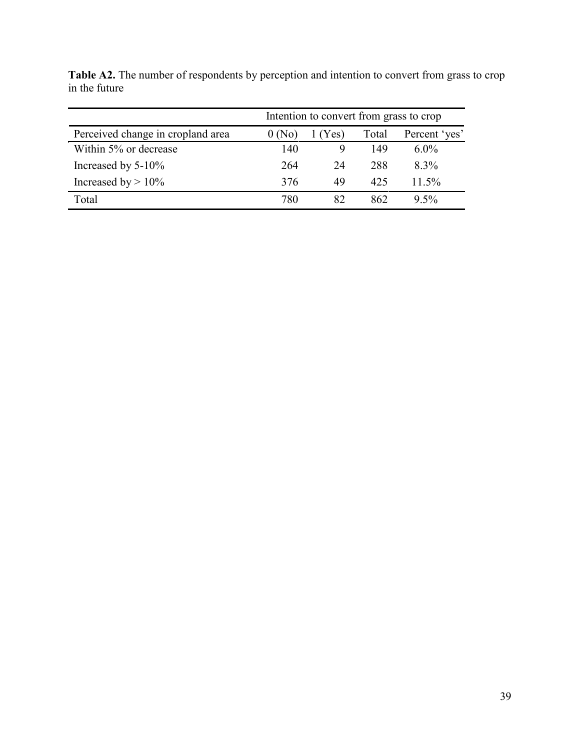**Table A2.** The number of respondents by perception and intention to convert from grass to crop in the future

| | Intention to convert from grass to crop | | | |
|---|---|---|---|---|
| Perceived change in cropland area | 0 (No) | 1 (Yes) | Total | Percent 'yes' |
| Within 5% or decrease | 140 | 9 | 149 | 6.0% |
| Increased by 5-10% | 264 | 24 | 288 | 8.3% |
| Increased by > 10% | 376 | 49 | 425 | 11.5% |
| Total | 780 | 82 | 862 | 9.5% |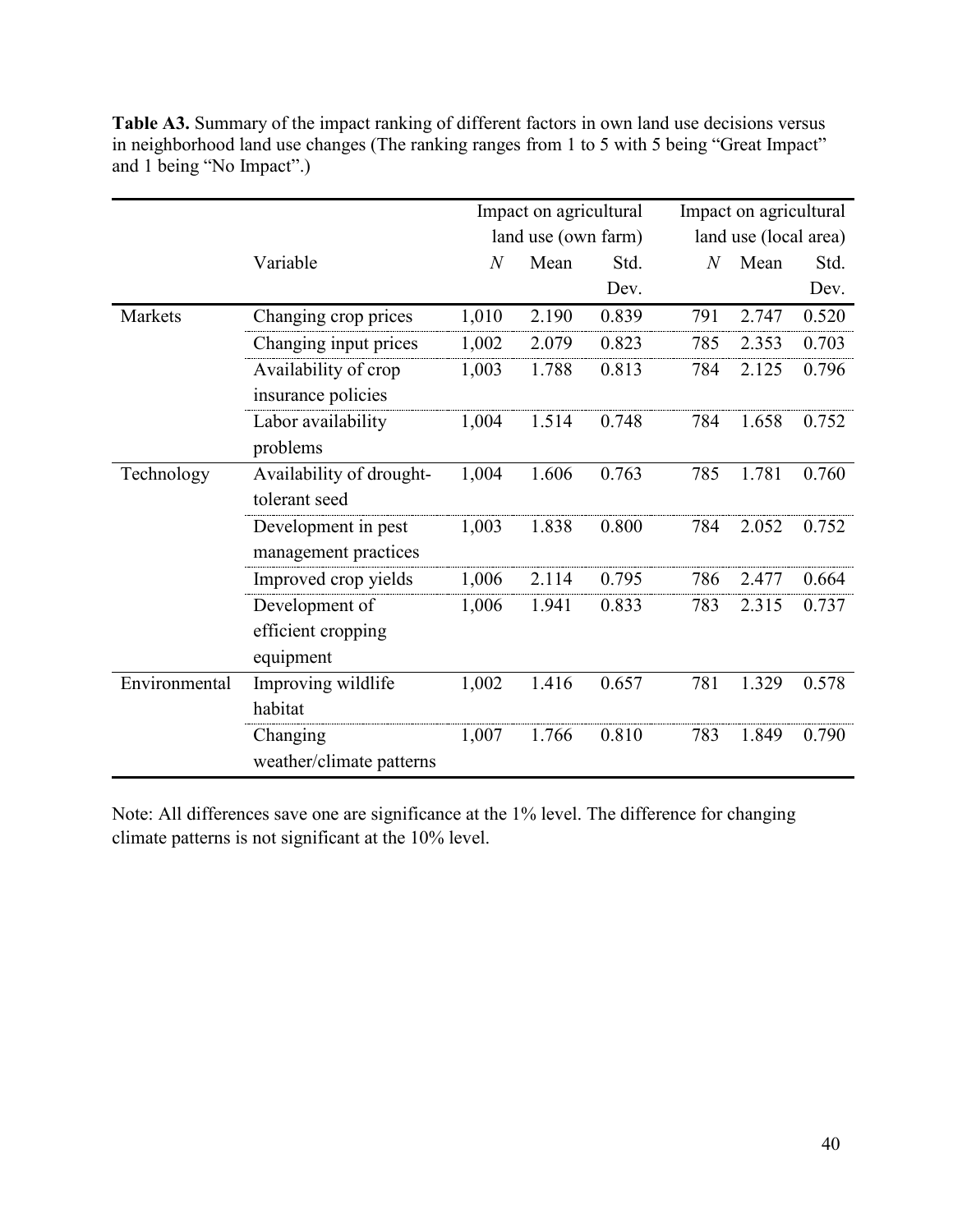**Table A3.** Summary of the impact ranking of different factors in own land use decisions versus in neighborhood land use changes (The ranking ranges from 1 to 5 with 5 being "Great Impact" and 1 being "No Impact".)

| | | Impact on agricultural land use (own farm) | | | Impact on agricultural land use (local area) | | |
|---|---|---|---|---|---|---|---|
| | Variable | *N* | Mean | Std. Dev. | *N* | Mean | Std. Dev. |
| Markets | Changing crop prices | 1,010 | 2.190 | 0.839 | 791 | 2.747 | 0.520 |
| | Changing input prices | 1,002 | 2.079 | 0.823 | 785 | 2.353 | 0.703 |
| | Availability of crop insurance policies | 1,003 | 1.788 | 0.813 | 784 | 2.125 | 0.796 |
| | Labor availability problems | 1,004 | 1.514 | 0.748 | 784 | 1.658 | 0.752 |
| Technology | Availability of drought-tolerant seed | 1,004 | 1.606 | 0.763 | 785 | 1.781 | 0.760 |
| | Development in pest management practices | 1,003 | 1.838 | 0.800 | 784 | 2.052 | 0.752 |
| | Improved crop yields | 1,006 | 2.114 | 0.795 | 786 | 2.477 | 0.664 |
| | Development of efficient cropping equipment | 1,006 | 1.941 | 0.833 | 783 | 2.315 | 0.737 |
| Environmental | Improving wildlife habitat | 1,002 | 1.416 | 0.657 | 781 | 1.329 | 0.578 |
| | Changing weather/climate patterns | 1,007 | 1.766 | 0.810 | 783 | 1.849 | 0.790 |

Note: All differences save one are significance at the 1% level. The difference for changing climate patterns is not significant at the 10% level.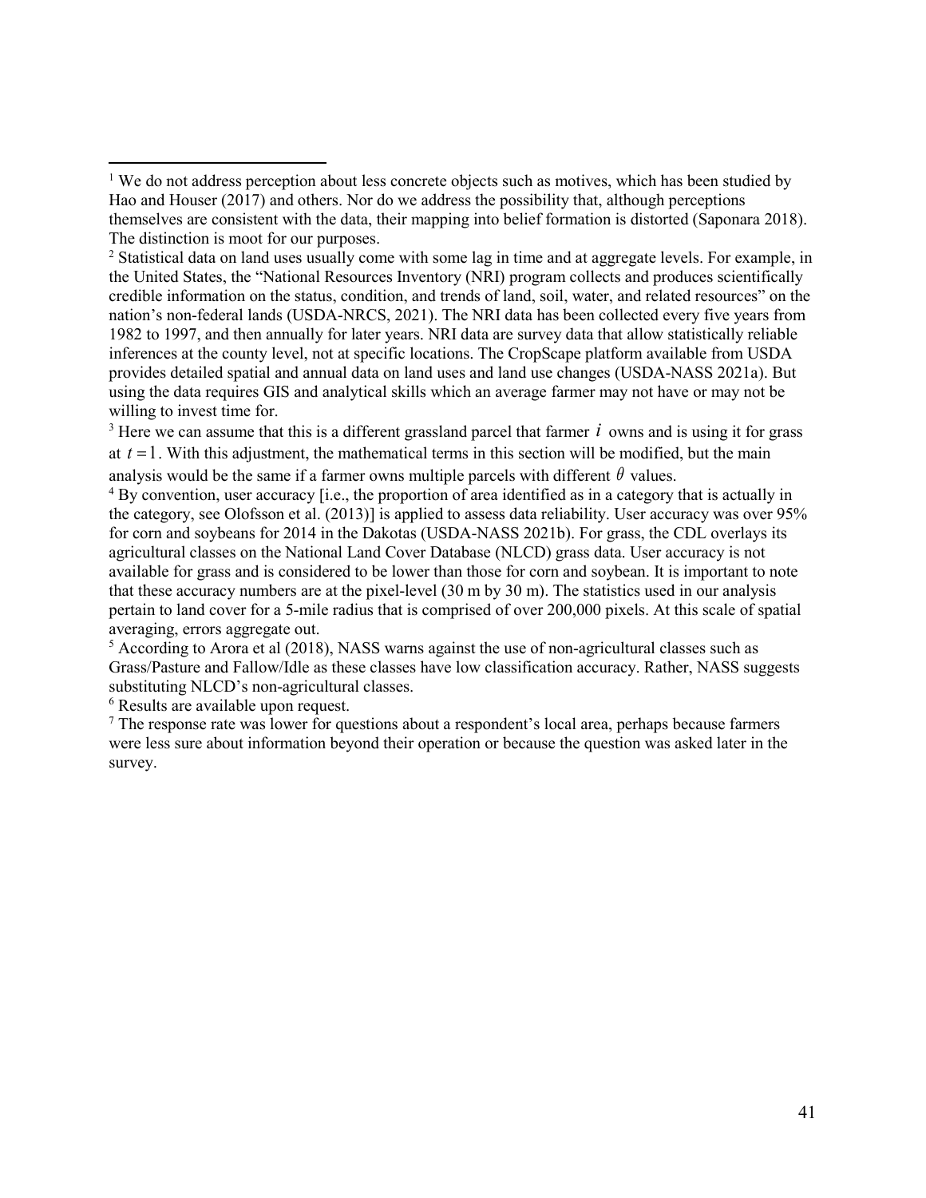[1] We do not address perception about less concrete objects such as motives, which has been studied by Hao and Houser (2017) and others. Nor do we address the possibility that, although perceptions themselves are consistent with the data, their mapping into belief formation is distorted (Saponara 2018). The distinction is moot for our purposes.

[2] Statistical data on land uses usually come with some lag in time and at aggregate levels. For example, in the United States, the "National Resources Inventory (NRI) program collects and produces scientifically credible information on the status, condition, and trends of land, soil, water, and related resources" on the nation's non-federal lands (USDA-NRCS, 2021). The NRI data has been collected every five years from 1982 to 1997, and then annually for later years. NRI data are survey data that allow statistically reliable inferences at the county level, not at specific locations. The CropScape platform available from USDA provides detailed spatial and annual data on land uses and land use changes (USDA-NASS 2021a). But using the data requires GIS and analytical skills which an average farmer may not have or may not be willing to invest time for.

[3] Here we can assume that this is a different grassland parcel that farmer $i$ owns and is using it for grass at $t = 1$. With this adjustment, the mathematical terms in this section will be modified, but the main analysis would be the same if a farmer owns multiple parcels with different $\theta$ values.

[4] By convention, user accuracy [i.e., the proportion of area identified as in a category that is actually in the category, see Olofsson et al. (2013)] is applied to assess data reliability. User accuracy was over 95% for corn and soybeans for 2014 in the Dakotas (USDA-NASS 2021b). For grass, the CDL overlays its agricultural classes on the National Land Cover Database (NLCD) grass data. User accuracy is not available for grass and is considered to be lower than those for corn and soybean. It is important to note that these accuracy numbers are at the pixel-level (30 m by 30 m). The statistics used in our analysis pertain to land cover for a 5-mile radius that is comprised of over 200,000 pixels. At this scale of spatial averaging, errors aggregate out.

[5] According to Arora et al (2018), NASS warns against the use of non-agricultural classes such as Grass/Pasture and Fallow/Idle as these classes have low classification accuracy. Rather, NASS suggests substituting NLCD's non-agricultural classes.

[6] Results are available upon request.

[7] The response rate was lower for questions about a respondent's local area, perhaps because farmers were less sure about information beyond their operation or because the question was asked later in the survey.